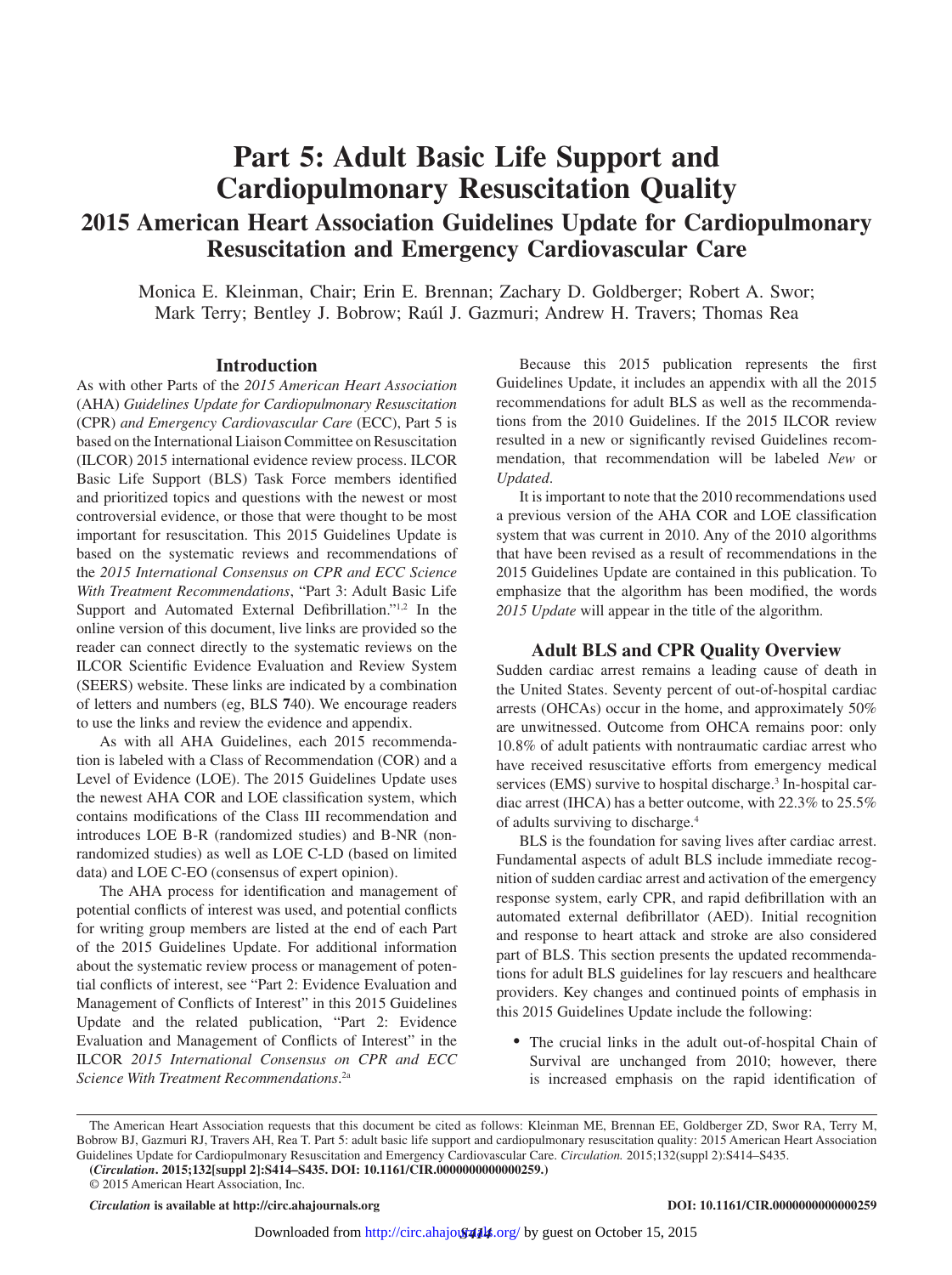# Part 5: Adult Basic Life Support and Cardiopulmonary Resuscitation Quality

## 2015 American Heart Association Guidelines Update for Cardiopulmonary Resuscitation and Emergency Cardiovascular Care

Monica E. Kleinman, Chair; Erin E. Brennan; Zachary D. Goldberger; Robert A. Swor; Mark Terry; Bentley J. Bobrow; Raúl J. Gazmuri; Andrew H. Travers; Thomas Rea

## Introduction

As with other Parts of the *2015 American Heart Association* (AHA) *Guidelines Update for Cardiopulmonary Resuscitation* (CPR) *and Emergency Cardiovascular Care* (ECC), Part 5 is based on the International Liaison Committee on Resuscitation (ILCOR) 2015 international evidence review process. ILCOR Basic Life Support (BLS) Task Force members identified and prioritized topics and questions with the newest or most controversial evidence, or those that were thought to be most important for resuscitation. This 2015 Guidelines Update is based on the systematic reviews and recommendations of the *2015 International Consensus on CPR and ECC Science With Treatment Recommendations*, "Part 3: Adult Basic Life Support and Automated External Defibrillation."[1,2] In the online version of this document, live links are provided so the reader can connect directly to the systematic reviews on the ILCOR Scientific Evidence Evaluation and Review System (SEERS) website. These links are indicated by a combination of letters and numbers (eg, BLS **7**40). We encourage readers to use the links and review the evidence and appendix.

As with all AHA Guidelines, each 2015 recommendation is labeled with a Class of Recommendation (COR) and a Level of Evidence (LOE). The 2015 Guidelines Update uses the newest AHA COR and LOE classification system, which contains modifications of the Class III recommendation and introduces LOE B-R (randomized studies) and B-NR (nonrandomized studies) as well as LOE C-LD (based on limited data) and LOE C-EO (consensus of expert opinion).

The AHA process for identification and management of potential conflicts of interest was used, and potential conflicts for writing group members are listed at the end of each Part of the 2015 Guidelines Update. For additional information about the systematic review process or management of potential conflicts of interest, see "Part 2: Evidence Evaluation and Management of Conflicts of Interest" in this 2015 Guidelines Update and the related publication, "Part 2: Evidence Evaluation and Management of Conflicts of Interest" in the ILCOR *2015 International Consensus on CPR and ECC Science With Treatment Recommendations*.[2a]

Because this 2015 publication represents the first Guidelines Update, it includes an appendix with all the 2015 recommendations for adult BLS as well as the recommendations from the 2010 Guidelines. If the 2015 ILCOR review resulted in a new or significantly revised Guidelines recommendation, that recommendation will be labeled *New* or *Updated*.

It is important to note that the 2010 recommendations used a previous version of the AHA COR and LOE classification system that was current in 2010. Any of the 2010 algorithms that have been revised as a result of recommendations in the 2015 Guidelines Update are contained in this publication. To emphasize that the algorithm has been modified, the words *2015 Update* will appear in the title of the algorithm.

## Adult BLS and CPR Quality Overview

Sudden cardiac arrest remains a leading cause of death in the United States. Seventy percent of out-of-hospital cardiac arrests (OHCAs) occur in the home, and approximately 50% are unwitnessed. Outcome from OHCA remains poor: only 10.8% of adult patients with nontraumatic cardiac arrest who have received resuscitative efforts from emergency medical services (EMS) survive to hospital discharge.[3] In-hospital cardiac arrest (IHCA) has a better outcome, with 22.3% to 25.5% of adults surviving to discharge.[4]

BLS is the foundation for saving lives after cardiac arrest. Fundamental aspects of adult BLS include immediate recognition of sudden cardiac arrest and activation of the emergency response system, early CPR, and rapid defibrillation with an automated external defibrillator (AED). Initial recognition and response to heart attack and stroke are also considered part of BLS. This section presents the updated recommendations for adult BLS guidelines for lay rescuers and healthcare providers. Key changes and continued points of emphasis in this 2015 Guidelines Update include the following:

- The crucial links in the adult out-of-hospital Chain of Survival are unchanged from 2010; however, there is increased emphasis on the rapid identification of

The American Heart Association requests that this document be cited as follows: Kleinman ME, Brennan EE, Goldberger ZD, Swor RA, Terry M, Bobrow BJ, Gazmuri RJ, Travers AH, Rea T. Part 5: adult basic life support and cardiopulmonary resuscitation quality: 2015 American Heart Association Guidelines Update for Cardiopulmonary Resuscitation and Emergency Cardiovascular Care. *Circulation.* 2015;132(suppl 2):S414–S435.

**(*Circulation*. 2015;132[suppl 2]:S414–S435. DOI: 10.1161/CIR.0000000000000259.)**

© 2015 American Heart Association, Inc.

***Circulation*** **is available at http://circ.ahajournals.org** **DOI: 10.1161/CIR.0000000000000259**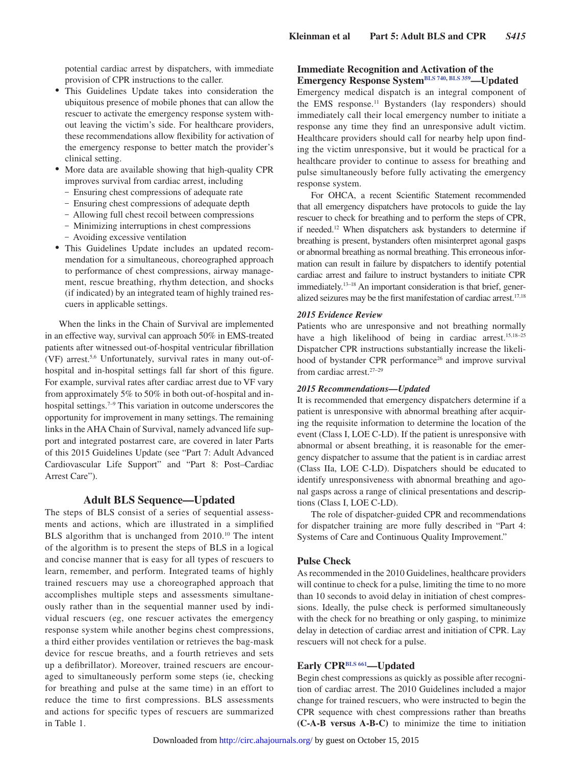potential cardiac arrest by dispatchers, with immediate provision of CPR instructions to the caller.

- This Guidelines Update takes into consideration the ubiquitous presence of mobile phones that can allow the rescuer to activate the emergency response system without leaving the victim's side. For healthcare providers, these recommendations allow flexibility for activation of the emergency response to better match the provider's clinical setting.
- More data are available showing that high-quality CPR improves survival from cardiac arrest, including
  - Ensuring chest compressions of adequate rate
  - Ensuring chest compressions of adequate depth
  - Allowing full chest recoil between compressions
  - Minimizing interruptions in chest compressions
  - Avoiding excessive ventilation
- This Guidelines Update includes an updated recommendation for a simultaneous, choreographed approach to performance of chest compressions, airway management, rescue breathing, rhythm detection, and shocks (if indicated) by an integrated team of highly trained rescuers in applicable settings.

When the links in the Chain of Survival are implemented in an effective way, survival can approach 50% in EMS-treated patients after witnessed out-of-hospital ventricular fibrillation (VF) arrest.[5,6] Unfortunately, survival rates in many out-of-hospital and in-hospital settings fall far short of this figure. For example, survival rates after cardiac arrest due to VF vary from approximately 5% to 50% in both out-of-hospital and in-hospital settings.[7–9] This variation in outcome underscores the opportunity for improvement in many settings. The remaining links in the AHA Chain of Survival, namely advanced life support and integrated postarrest care, are covered in later Parts of this 2015 Guidelines Update (see "Part 7: Adult Advanced Cardiovascular Life Support" and "Part 8: Post–Cardiac Arrest Care").

## Adult BLS Sequence—Updated

The steps of BLS consist of a series of sequential assessments and actions, which are illustrated in a simplified BLS algorithm that is unchanged from 2010.[10] The intent of the algorithm is to present the steps of BLS in a logical and concise manner that is easy for all types of rescuers to learn, remember, and perform. Integrated teams of highly trained rescuers may use a choreographed approach that accomplishes multiple steps and assessments simultaneously rather than in the sequential manner used by individual rescuers (eg, one rescuer activates the emergency response system while another begins chest compressions, a third either provides ventilation or retrieves the bag-mask device for rescue breaths, and a fourth retrieves and sets up a defibrillator). Moreover, trained rescuers are encouraged to simultaneously perform some steps (ie, checking for breathing and pulse at the same time) in an effort to reduce the time to first compressions. BLS assessments and actions for specific types of rescuers are summarized in Table 1.

### Immediate Recognition and Activation of the Emergency Response System[BLS 740, BLS 359]—Updated

Emergency medical dispatch is an integral component of the EMS response.[11] Bystanders (lay responders) should immediately call their local emergency number to initiate a response any time they find an unresponsive adult victim. Healthcare providers should call for nearby help upon finding the victim unresponsive, but it would be practical for a healthcare provider to continue to assess for breathing and pulse simultaneously before fully activating the emergency response system.

For OHCA, a recent Scientific Statement recommended that all emergency dispatchers have protocols to guide the lay rescuer to check for breathing and to perform the steps of CPR, if needed.[12] When dispatchers ask bystanders to determine if breathing is present, bystanders often misinterpret agonal gasps or abnormal breathing as normal breathing. This erroneous information can result in failure by dispatchers to identify potential cardiac arrest and failure to instruct bystanders to initiate CPR immediately.[13–18] An important consideration is that brief, generalized seizures may be the first manifestation of cardiac arrest.[17,18]

#### *2015 Evidence Review*

Patients who are unresponsive and not breathing normally have a high likelihood of being in cardiac arrest.[15,18–25] Dispatcher CPR instructions substantially increase the likelihood of bystander CPR performance[26] and improve survival from cardiac arrest.[27–29]

#### *2015 Recommendations—Updated*

It is recommended that emergency dispatchers determine if a patient is unresponsive with abnormal breathing after acquiring the requisite information to determine the location of the event (Class I, LOE C-LD). If the patient is unresponsive with abnormal or absent breathing, it is reasonable for the emergency dispatcher to assume that the patient is in cardiac arrest (Class IIa, LOE C-LD). Dispatchers should be educated to identify unresponsiveness with abnormal breathing and agonal gasps across a range of clinical presentations and descriptions (Class I, LOE C-LD).

The role of dispatcher-guided CPR and recommendations for dispatcher training are more fully described in "Part 4: Systems of Care and Continuous Quality Improvement."

### Pulse Check

As recommended in the 2010 Guidelines, healthcare providers will continue to check for a pulse, limiting the time to no more than 10 seconds to avoid delay in initiation of chest compressions. Ideally, the pulse check is performed simultaneously with the check for no breathing or only gasping, to minimize delay in detection of cardiac arrest and initiation of CPR. Lay rescuers will not check for a pulse.

### Early CPR[BLS 661]—Updated

Begin chest compressions as quickly as possible after recognition of cardiac arrest. The 2010 Guidelines included a major change for trained rescuers, who were instructed to begin the CPR sequence with chest compressions rather than breaths **(C-A-B versus A-B-C)** to minimize the time to initiation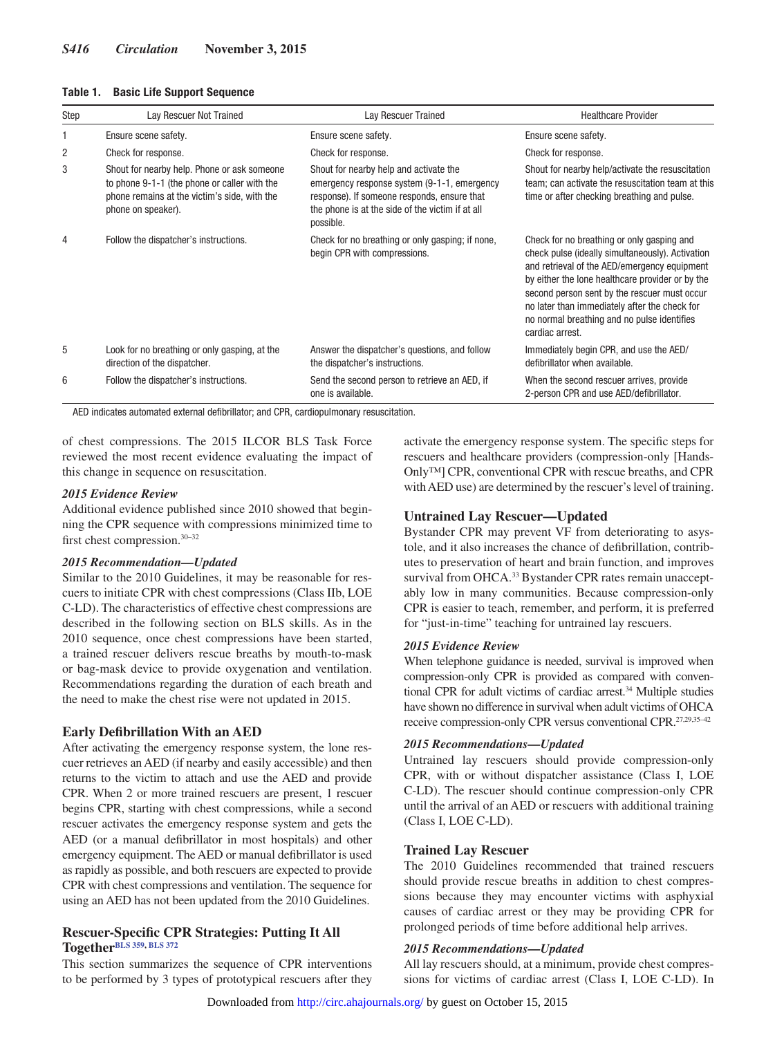**Table 1. Basic Life Support Sequence**

| Step | Lay Rescuer Not Trained | Lay Rescuer Trained | Healthcare Provider |
|---|---|---|---|
| 1 | Ensure scene safety. | Ensure scene safety. | Ensure scene safety. |
| 2 | Check for response. | Check for response. | Check for response. |
| 3 | Shout for nearby help. Phone or ask someone to phone 9-1-1 (the phone or caller with the phone remains at the victim's side, with the phone on speaker). | Shout for nearby help and activate the emergency response system (9-1-1, emergency response). If someone responds, ensure that the phone is at the side of the victim if at all possible. | Shout for nearby help/activate the resuscitation team; can activate the resuscitation team at this time or after checking breathing and pulse. |
| 4 | Follow the dispatcher's instructions. | Check for no breathing or only gasping; if none, begin CPR with compressions. | Check for no breathing or only gasping and check pulse (ideally simultaneously). Activation and retrieval of the AED/emergency equipment by either the lone healthcare provider or by the second person sent by the rescuer must occur no later than immediately after the check for no normal breathing and no pulse identifies cardiac arrest. |
| 5 | Look for no breathing or only gasping, at the direction of the dispatcher. | Answer the dispatcher's questions, and follow the dispatcher's instructions. | Immediately begin CPR, and use the AED/defibrillator when available. |
| 6 | Follow the dispatcher's instructions. | Send the second person to retrieve an AED, if one is available. | When the second rescuer arrives, provide 2-person CPR and use AED/defibrillator. |

AED indicates automated external defibrillator; and CPR, cardiopulmonary resuscitation.

of chest compressions. The 2015 ILCOR BLS Task Force reviewed the most recent evidence evaluating the impact of this change in sequence on resuscitation.

*2015 Evidence Review*

Additional evidence published since 2010 showed that beginning the CPR sequence with compressions minimized time to first chest compression.[30–32]

*2015 Recommendation—Updated*

Similar to the 2010 Guidelines, it may be reasonable for rescuers to initiate CPR with chest compressions (Class IIb, LOE C-LD). The characteristics of effective chest compressions are described in the following section on BLS skills. As in the 2010 sequence, once chest compressions have been started, a trained rescuer delivers rescue breaths by mouth-to-mask or bag-mask device to provide oxygenation and ventilation. Recommendations regarding the duration of each breath and the need to make the chest rise were not updated in 2015.

## Early Defibrillation With an AED

After activating the emergency response system, the lone rescuer retrieves an AED (if nearby and easily accessible) and then returns to the victim to attach and use the AED and provide CPR. When 2 or more trained rescuers are present, 1 rescuer begins CPR, starting with chest compressions, while a second rescuer activates the emergency response system and gets the AED (or a manual defibrillator in most hospitals) and other emergency equipment. The AED or manual defibrillator is used as rapidly as possible, and both rescuers are expected to provide CPR with chest compressions and ventilation. The sequence for using an AED has not been updated from the 2010 Guidelines.

## Rescuer-Specific CPR Strategies: Putting It All Together[BLS 359, BLS 372]

This section summarizes the sequence of CPR interventions to be performed by 3 types of prototypical rescuers after they activate the emergency response system. The specific steps for rescuers and healthcare providers (compression-only [Hands-Only™] CPR, conventional CPR with rescue breaths, and CPR with AED use) are determined by the rescuer's level of training.

## Untrained Lay Rescuer—Updated

Bystander CPR may prevent VF from deteriorating to asystole, and it also increases the chance of defibrillation, contributes to preservation of heart and brain function, and improves survival from OHCA.[33] Bystander CPR rates remain unacceptably low in many communities. Because compression-only CPR is easier to teach, remember, and perform, it is preferred for "just-in-time" teaching for untrained lay rescuers.

*2015 Evidence Review*

When telephone guidance is needed, survival is improved when compression-only CPR is provided as compared with conventional CPR for adult victims of cardiac arrest.[34] Multiple studies have shown no difference in survival when adult victims of OHCA receive compression-only CPR versus conventional CPR.[27,29,35–42]

*2015 Recommendations—Updated*

Untrained lay rescuers should provide compression-only CPR, with or without dispatcher assistance (Class I, LOE C-LD). The rescuer should continue compression-only CPR until the arrival of an AED or rescuers with additional training (Class I, LOE C-LD).

## Trained Lay Rescuer

The 2010 Guidelines recommended that trained rescuers should provide rescue breaths in addition to chest compressions because they may encounter victims with asphyxial causes of cardiac arrest or they may be providing CPR for prolonged periods of time before additional help arrives.

*2015 Recommendations—Updated*

All lay rescuers should, at a minimum, provide chest compressions for victims of cardiac arrest (Class I, LOE C-LD). In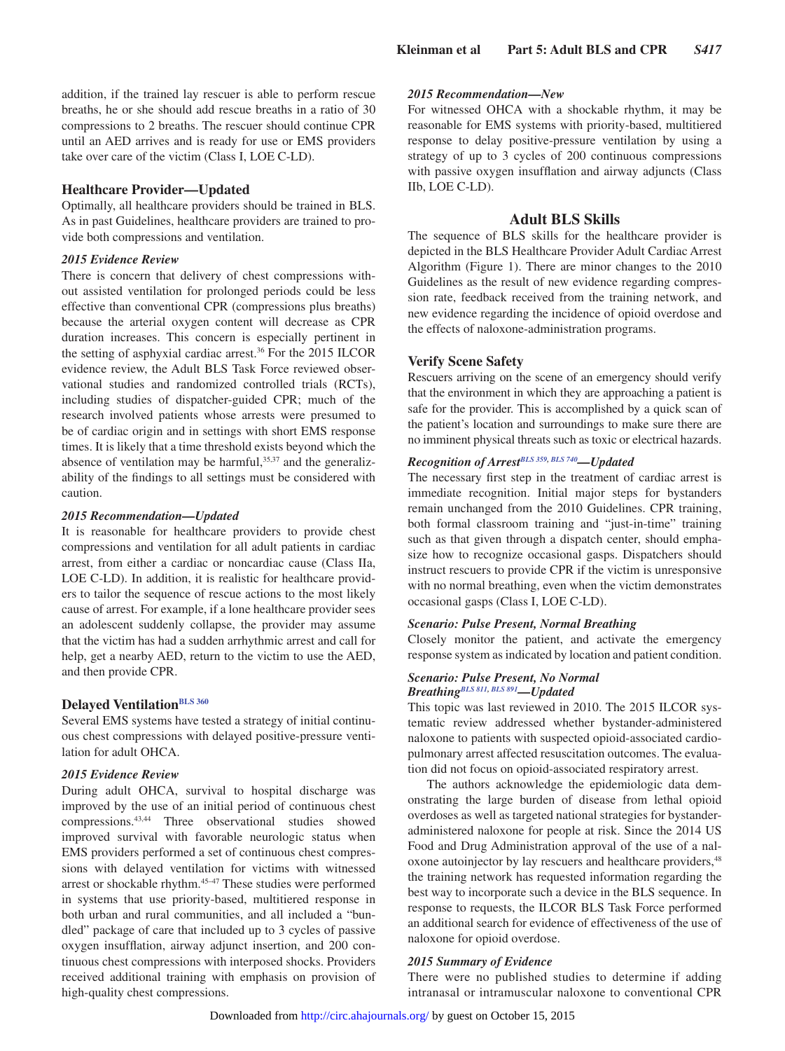addition, if the trained lay rescuer is able to perform rescue breaths, he or she should add rescue breaths in a ratio of 30 compressions to 2 breaths. The rescuer should continue CPR until an AED arrives and is ready for use or EMS providers take over care of the victim (Class I, LOE C-LD).

### Healthcare Provider—Updated

Optimally, all healthcare providers should be trained in BLS. As in past Guidelines, healthcare providers are trained to provide both compressions and ventilation.

#### *2015 Evidence Review*

There is concern that delivery of chest compressions without assisted ventilation for prolonged periods could be less effective than conventional CPR (compressions plus breaths) because the arterial oxygen content will decrease as CPR duration increases. This concern is especially pertinent in the setting of asphyxial cardiac arrest.[36] For the 2015 ILCOR evidence review, the Adult BLS Task Force reviewed observational studies and randomized controlled trials (RCTs), including studies of dispatcher-guided CPR; much of the research involved patients whose arrests were presumed to be of cardiac origin and in settings with short EMS response times. It is likely that a time threshold exists beyond which the absence of ventilation may be harmful,[35,37] and the generalizability of the findings to all settings must be considered with caution.

#### *2015 Recommendation—Updated*

It is reasonable for healthcare providers to provide chest compressions and ventilation for all adult patients in cardiac arrest, from either a cardiac or noncardiac cause (Class IIa, LOE C-LD). In addition, it is realistic for healthcare providers to tailor the sequence of rescue actions to the most likely cause of arrest. For example, if a lone healthcare provider sees an adolescent suddenly collapse, the provider may assume that the victim has had a sudden arrhythmic arrest and call for help, get a nearby AED, return to the victim to use the AED, and then provide CPR.

### Delayed Ventilation[BLS 360]

Several EMS systems have tested a strategy of initial continuous chest compressions with delayed positive-pressure ventilation for adult OHCA.

#### *2015 Evidence Review*

During adult OHCA, survival to hospital discharge was improved by the use of an initial period of continuous chest compressions.[43,44] Three observational studies showed improved survival with favorable neurologic status when EMS providers performed a set of continuous chest compressions with delayed ventilation for victims with witnessed arrest or shockable rhythm.[45–47] These studies were performed in systems that use priority-based, multitiered response in both urban and rural communities, and all included a "bundled" package of care that included up to 3 cycles of passive oxygen insufflation, airway adjunct insertion, and 200 continuous chest compressions with interposed shocks. Providers received additional training with emphasis on provision of high-quality chest compressions.

#### *2015 Recommendation—New*

For witnessed OHCA with a shockable rhythm, it may be reasonable for EMS systems with priority-based, multitiered response to delay positive-pressure ventilation by using a strategy of up to 3 cycles of 200 continuous compressions with passive oxygen insufflation and airway adjuncts (Class IIb, LOE C-LD).

## Adult BLS Skills

The sequence of BLS skills for the healthcare provider is depicted in the BLS Healthcare Provider Adult Cardiac Arrest Algorithm (Figure 1). There are minor changes to the 2010 Guidelines as the result of new evidence regarding compression rate, feedback received from the training network, and new evidence regarding the incidence of opioid overdose and the effects of naloxone-administration programs.

### Verify Scene Safety

Rescuers arriving on the scene of an emergency should verify that the environment in which they are approaching a patient is safe for the provider. This is accomplished by a quick scan of the patient's location and surroundings to make sure there are no imminent physical threats such as toxic or electrical hazards.

#### *Recognition of Arrest[BLS 359, BLS 740]—Updated*

The necessary first step in the treatment of cardiac arrest is immediate recognition. Initial major steps for bystanders remain unchanged from the 2010 Guidelines. CPR training, both formal classroom training and "just-in-time" training such as that given through a dispatch center, should emphasize how to recognize occasional gasps. Dispatchers should instruct rescuers to provide CPR if the victim is unresponsive with no normal breathing, even when the victim demonstrates occasional gasps (Class I, LOE C-LD).

#### *Scenario: Pulse Present, Normal Breathing*

Closely monitor the patient, and activate the emergency response system as indicated by location and patient condition.

#### *Scenario: Pulse Present, No Normal Breathing[BLS 811, BLS 891]—Updated*

This topic was last reviewed in 2010. The 2015 ILCOR systematic review addressed whether bystander-administered naloxone to patients with suspected opioid-associated cardiopulmonary arrest affected resuscitation outcomes. The evaluation did not focus on opioid-associated respiratory arrest.

The authors acknowledge the epidemiologic data demonstrating the large burden of disease from lethal opioid overdoses as well as targeted national strategies for bystander-administered naloxone for people at risk. Since the 2014 US Food and Drug Administration approval of the use of a naloxone autoinjector by lay rescuers and healthcare providers,[48] the training network has requested information regarding the best way to incorporate such a device in the BLS sequence. In response to requests, the ILCOR BLS Task Force performed an additional search for evidence of effectiveness of the use of naloxone for opioid overdose.

#### *2015 Summary of Evidence*

There were no published studies to determine if adding intranasal or intramuscular naloxone to conventional CPR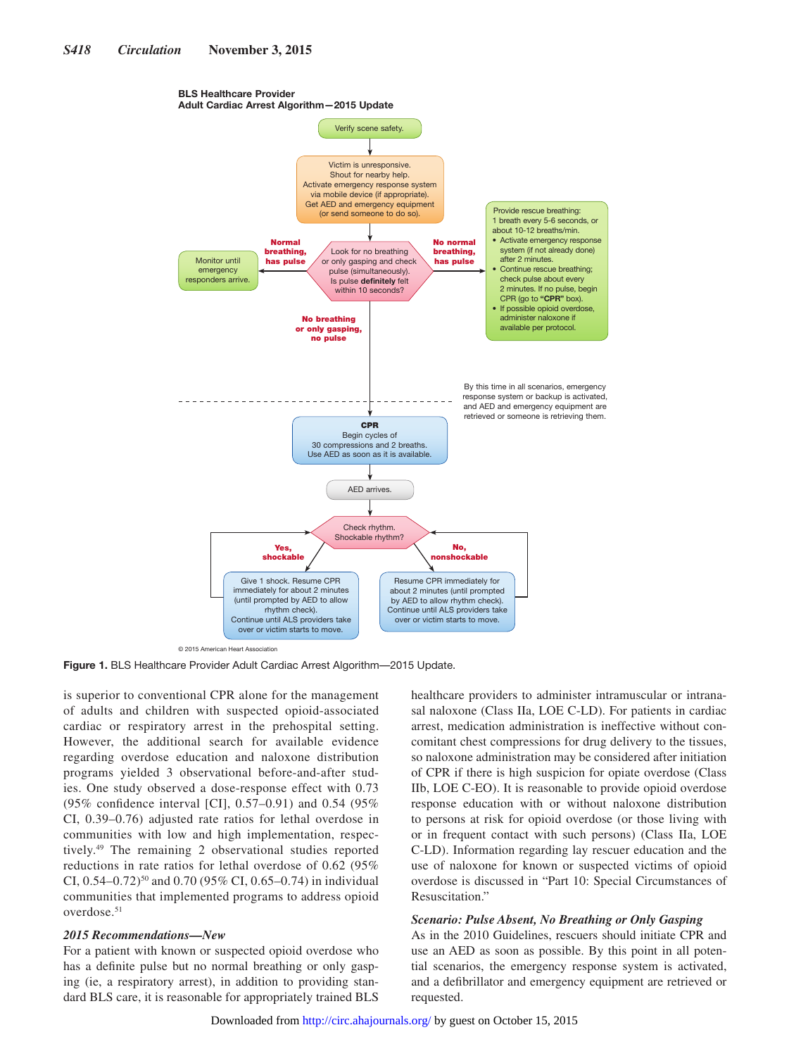BLS Healthcare Provider
Adult Cardiac Arrest Algorithm—2015 Update

Verify scene safety.

Victim is unresponsive.
Shout for nearby help.
Activate emergency response system via mobile device (if appropriate).
Get AED and emergency equipment (or send someone to do so).

Look for no breathing or only gasping and check pulse (simultaneously).
Is pulse **definitely** felt within 10 seconds?

**Normal breathing, has pulse** → Monitor until emergency responders arrive.

**No normal breathing, has pulse** → Provide rescue breathing:
1 breath every 5-6 seconds, or about 10-12 breaths/min.
- Activate emergency response system (if not already done) after 2 minutes.
- Continue rescue breathing; check pulse about every 2 minutes. If no pulse, begin CPR (go to **"CPR"** box).
- If possible opioid overdose, administer naloxone if available per protocol.

**No breathing or only gasping, no pulse** →

By this time in all scenarios, emergency response system or backup is activated, and AED and emergency equipment are retrieved or someone is retrieving them.

**CPR**
Begin cycles of 30 compressions and 2 breaths.
Use AED as soon as it is available.

AED arrives.

Check rhythm.
Shockable rhythm?

**Yes, shockable** → Give 1 shock. Resume CPR immediately for about 2 minutes (until prompted by AED to allow rhythm check).
Continue until ALS providers take over or victim starts to move.

**No, nonshockable** → Resume CPR immediately for about 2 minutes (until prompted by AED to allow rhythm check).
Continue until ALS providers take over or victim starts to move.

© 2015 American Heart Association

**Figure 1.** BLS Healthcare Provider Adult Cardiac Arrest Algorithm—2015 Update.

is superior to conventional CPR alone for the management of adults and children with suspected opioid-associated cardiac or respiratory arrest in the prehospital setting. However, the additional search for available evidence regarding overdose education and naloxone distribution programs yielded 3 observational before-and-after studies. One study observed a dose-response effect with 0.73 (95% confidence interval [CI], 0.57–0.91) and 0.54 (95% CI, 0.39–0.76) adjusted rate ratios for lethal overdose in communities with low and high implementation, respectively.[49] The remaining 2 observational studies reported reductions in rate ratios for lethal overdose of 0.62 (95% CI, 0.54–0.72)[50] and 0.70 (95% CI, 0.65–0.74) in individual communities that implemented programs to address opioid overdose.[51]

### *2015 Recommendations—New*

For a patient with known or suspected opioid overdose who has a definite pulse but no normal breathing or only gasping (ie, a respiratory arrest), in addition to providing standard BLS care, it is reasonable for appropriately trained BLS healthcare providers to administer intramuscular or intranasal naloxone (Class IIa, LOE C-LD). For patients in cardiac arrest, medication administration is ineffective without concomitant chest compressions for drug delivery to the tissues, so naloxone administration may be considered after initiation of CPR if there is high suspicion for opiate overdose (Class IIb, LOE C-EO). It is reasonable to provide opioid overdose response education with or without naloxone distribution to persons at risk for opioid overdose (or those living with or in frequent contact with such persons) (Class IIa, LOE C-LD). Information regarding lay rescuer education and the use of naloxone for known or suspected victims of opioid overdose is discussed in "Part 10: Special Circumstances of Resuscitation."

#### *Scenario: Pulse Absent, No Breathing or Only Gasping*

As in the 2010 Guidelines, rescuers should initiate CPR and use an AED as soon as possible. By this point in all potential scenarios, the emergency response system is activated, and a defibrillator and emergency equipment are retrieved or requested.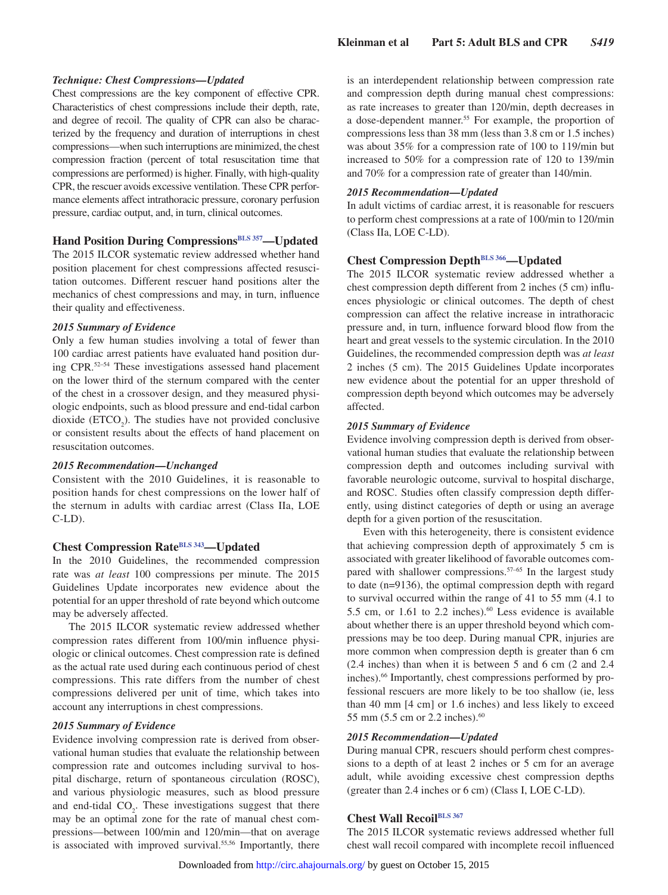### *Technique: Chest Compressions—Updated*

Chest compressions are the key component of effective CPR. Characteristics of chest compressions include their depth, rate, and degree of recoil. The quality of CPR can also be characterized by the frequency and duration of interruptions in chest compressions—when such interruptions are minimized, the chest compression fraction (percent of total resuscitation time that compressions are performed) is higher. Finally, with high-quality CPR, the rescuer avoids excessive ventilation. These CPR performance elements affect intrathoracic pressure, coronary perfusion pressure, cardiac output, and, in turn, clinical outcomes.

## Hand Position During Compressions[BLS 357]—Updated

The 2015 ILCOR systematic review addressed whether hand position placement for chest compressions affected resuscitation outcomes. Different rescuer hand positions alter the mechanics of chest compressions and may, in turn, influence their quality and effectiveness.

### *2015 Summary of Evidence*

Only a few human studies involving a total of fewer than 100 cardiac arrest patients have evaluated hand position during CPR.[52–54] These investigations assessed hand placement on the lower third of the sternum compared with the center of the chest in a crossover design, and they measured physiologic endpoints, such as blood pressure and end-tidal carbon dioxide ($ETCO_2$). The studies have not provided conclusive or consistent results about the effects of hand placement on resuscitation outcomes.

### *2015 Recommendation—Unchanged*

Consistent with the 2010 Guidelines, it is reasonable to position hands for chest compressions on the lower half of the sternum in adults with cardiac arrest (Class IIa, LOE C-LD).

## Chest Compression Rate[BLS 343]—Updated

In the 2010 Guidelines, the recommended compression rate was *at least* 100 compressions per minute. The 2015 Guidelines Update incorporates new evidence about the potential for an upper threshold of rate beyond which outcome may be adversely affected.

The 2015 ILCOR systematic review addressed whether compression rates different from 100/min influence physiologic or clinical outcomes. Chest compression rate is defined as the actual rate used during each continuous period of chest compressions. This rate differs from the number of chest compressions delivered per unit of time, which takes into account any interruptions in chest compressions.

### *2015 Summary of Evidence*

Evidence involving compression rate is derived from observational human studies that evaluate the relationship between compression rate and outcomes including survival to hospital discharge, return of spontaneous circulation (ROSC), and various physiologic measures, such as blood pressure and end-tidal $CO_2$. These investigations suggest that there may be an optimal zone for the rate of manual chest compressions—between 100/min and 120/min—that on average is associated with improved survival.[55,56] Importantly, there is an interdependent relationship between compression rate and compression depth during manual chest compressions: as rate increases to greater than 120/min, depth decreases in a dose-dependent manner.[55] For example, the proportion of compressions less than 38 mm (less than 3.8 cm or 1.5 inches) was about 35% for a compression rate of 100 to 119/min but increased to 50% for a compression rate of 120 to 139/min and 70% for a compression rate of greater than 140/min.

### *2015 Recommendation—Updated*

In adult victims of cardiac arrest, it is reasonable for rescuers to perform chest compressions at a rate of 100/min to 120/min (Class IIa, LOE C-LD).

## Chest Compression Depth[BLS 366]—Updated

The 2015 ILCOR systematic review addressed whether a chest compression depth different from 2 inches (5 cm) influences physiologic or clinical outcomes. The depth of chest compression can affect the relative increase in intrathoracic pressure and, in turn, influence forward blood flow from the heart and great vessels to the systemic circulation. In the 2010 Guidelines, the recommended compression depth was *at least* 2 inches (5 cm). The 2015 Guidelines Update incorporates new evidence about the potential for an upper threshold of compression depth beyond which outcomes may be adversely affected.

### *2015 Summary of Evidence*

Evidence involving compression depth is derived from observational human studies that evaluate the relationship between compression depth and outcomes including survival with favorable neurologic outcome, survival to hospital discharge, and ROSC. Studies often classify compression depth differently, using distinct categories of depth or using an average depth for a given portion of the resuscitation.

Even with this heterogeneity, there is consistent evidence that achieving compression depth of approximately 5 cm is associated with greater likelihood of favorable outcomes compared with shallower compressions.[57–65] In the largest study to date (n=9136), the optimal compression depth with regard to survival occurred within the range of 41 to 55 mm (4.1 to 5.5 cm, or 1.61 to 2.2 inches).[60] Less evidence is available about whether there is an upper threshold beyond which compressions may be too deep. During manual CPR, injuries are more common when compression depth is greater than 6 cm (2.4 inches) than when it is between 5 and 6 cm (2 and 2.4 inches).[66] Importantly, chest compressions performed by professional rescuers are more likely to be too shallow (ie, less than 40 mm [4 cm] or 1.6 inches) and less likely to exceed 55 mm (5.5 cm or 2.2 inches).[60]

### *2015 Recommendation—Updated*

During manual CPR, rescuers should perform chest compressions to a depth of at least 2 inches or 5 cm for an average adult, while avoiding excessive chest compression depths (greater than 2.4 inches or 6 cm) (Class I, LOE C-LD).

## Chest Wall Recoil[BLS 367]

The 2015 ILCOR systematic reviews addressed whether full chest wall recoil compared with incomplete recoil influenced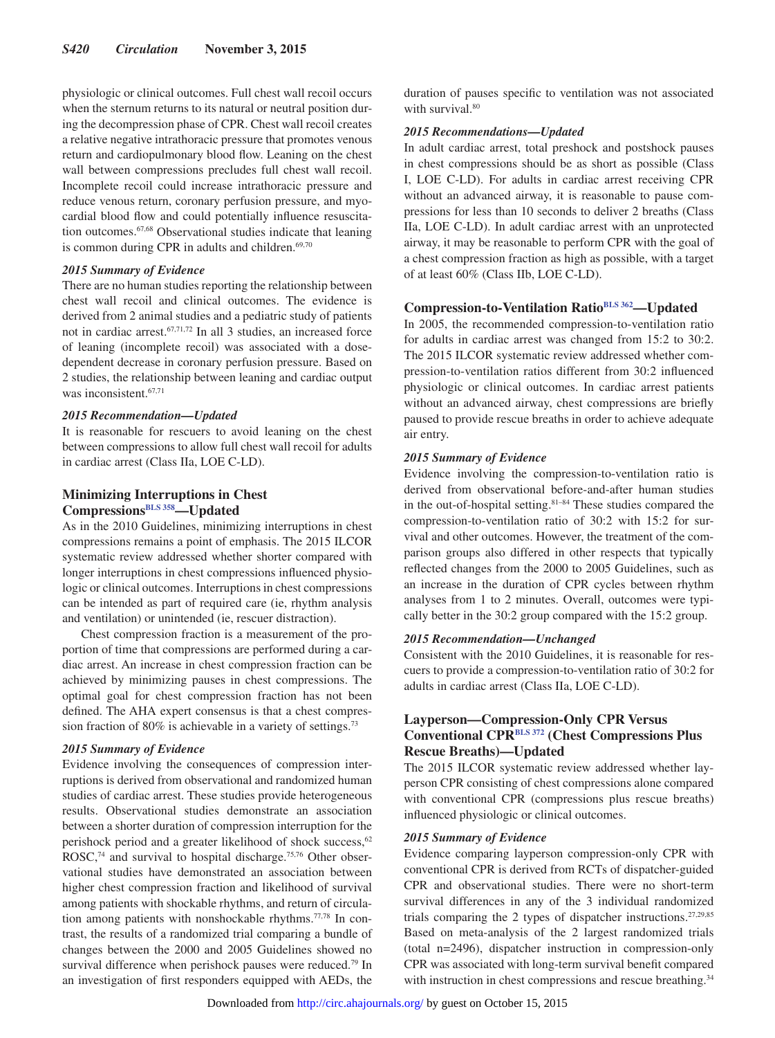physiologic or clinical outcomes. Full chest wall recoil occurs when the sternum returns to its natural or neutral position during the decompression phase of CPR. Chest wall recoil creates a relative negative intrathoracic pressure that promotes venous return and cardiopulmonary blood flow. Leaning on the chest wall between compressions precludes full chest wall recoil. Incomplete recoil could increase intrathoracic pressure and reduce venous return, coronary perfusion pressure, and myocardial blood flow and could potentially influence resuscitation outcomes.[67,68] Observational studies indicate that leaning is common during CPR in adults and children.[69,70]

#### *2015 Summary of Evidence*

There are no human studies reporting the relationship between chest wall recoil and clinical outcomes. The evidence is derived from 2 animal studies and a pediatric study of patients not in cardiac arrest.[67,71,72] In all 3 studies, an increased force of leaning (incomplete recoil) was associated with a dose-dependent decrease in coronary perfusion pressure. Based on 2 studies, the relationship between leaning and cardiac output was inconsistent.[67,71]

#### *2015 Recommendation—Updated*

It is reasonable for rescuers to avoid leaning on the chest between compressions to allow full chest wall recoil for adults in cardiac arrest (Class IIa, LOE C-LD).

### Minimizing Interruptions in Chest Compressions[BLS 358]—Updated

As in the 2010 Guidelines, minimizing interruptions in chest compressions remains a point of emphasis. The 2015 ILCOR systematic review addressed whether shorter compared with longer interruptions in chest compressions influenced physiologic or clinical outcomes. Interruptions in chest compressions can be intended as part of required care (ie, rhythm analysis and ventilation) or unintended (ie, rescuer distraction).

Chest compression fraction is a measurement of the proportion of time that compressions are performed during a cardiac arrest. An increase in chest compression fraction can be achieved by minimizing pauses in chest compressions. The optimal goal for chest compression fraction has not been defined. The AHA expert consensus is that a chest compression fraction of 80% is achievable in a variety of settings.[73]

#### *2015 Summary of Evidence*

Evidence involving the consequences of compression interruptions is derived from observational and randomized human studies of cardiac arrest. These studies provide heterogeneous results. Observational studies demonstrate an association between a shorter duration of compression interruption for the perishock period and a greater likelihood of shock success,[62] ROSC,[74] and survival to hospital discharge.[75,76] Other observational studies have demonstrated an association between higher chest compression fraction and likelihood of survival among patients with shockable rhythms, and return of circulation among patients with nonshockable rhythms.[77,78] In contrast, the results of a randomized trial comparing a bundle of changes between the 2000 and 2005 Guidelines showed no survival difference when perishock pauses were reduced.[79] In an investigation of first responders equipped with AEDs, the duration of pauses specific to ventilation was not associated with survival.[80]

#### *2015 Recommendations—Updated*

In adult cardiac arrest, total preshock and postshock pauses in chest compressions should be as short as possible (Class I, LOE C-LD). For adults in cardiac arrest receiving CPR without an advanced airway, it is reasonable to pause compressions for less than 10 seconds to deliver 2 breaths (Class IIa, LOE C-LD). In adult cardiac arrest with an unprotected airway, it may be reasonable to perform CPR with the goal of a chest compression fraction as high as possible, with a target of at least 60% (Class IIb, LOE C-LD).

### Compression-to-Ventilation Ratio[BLS 362]—Updated

In 2005, the recommended compression-to-ventilation ratio for adults in cardiac arrest was changed from 15:2 to 30:2. The 2015 ILCOR systematic review addressed whether compression-to-ventilation ratios different from 30:2 influenced physiologic or clinical outcomes. In cardiac arrest patients without an advanced airway, chest compressions are briefly paused to provide rescue breaths in order to achieve adequate air entry.

#### *2015 Summary of Evidence*

Evidence involving the compression-to-ventilation ratio is derived from observational before-and-after human studies in the out-of-hospital setting.[81–84] These studies compared the compression-to-ventilation ratio of 30:2 with 15:2 for survival and other outcomes. However, the treatment of the comparison groups also differed in other respects that typically reflected changes from the 2000 to 2005 Guidelines, such as an increase in the duration of CPR cycles between rhythm analyses from 1 to 2 minutes. Overall, outcomes were typically better in the 30:2 group compared with the 15:2 group.

#### *2015 Recommendation—Unchanged*

Consistent with the 2010 Guidelines, it is reasonable for rescuers to provide a compression-to-ventilation ratio of 30:2 for adults in cardiac arrest (Class IIa, LOE C-LD).

### Layperson—Compression-Only CPR Versus Conventional CPR[BLS 372] (Chest Compressions Plus Rescue Breaths)—Updated

The 2015 ILCOR systematic review addressed whether layperson CPR consisting of chest compressions alone compared with conventional CPR (compressions plus rescue breaths) influenced physiologic or clinical outcomes.

#### *2015 Summary of Evidence*

Evidence comparing layperson compression-only CPR with conventional CPR is derived from RCTs of dispatcher-guided CPR and observational studies. There were no short-term survival differences in any of the 3 individual randomized trials comparing the 2 types of dispatcher instructions.[27,29,85] Based on meta-analysis of the 2 largest randomized trials (total n=2496), dispatcher instruction in compression-only CPR was associated with long-term survival benefit compared with instruction in chest compressions and rescue breathing.[34]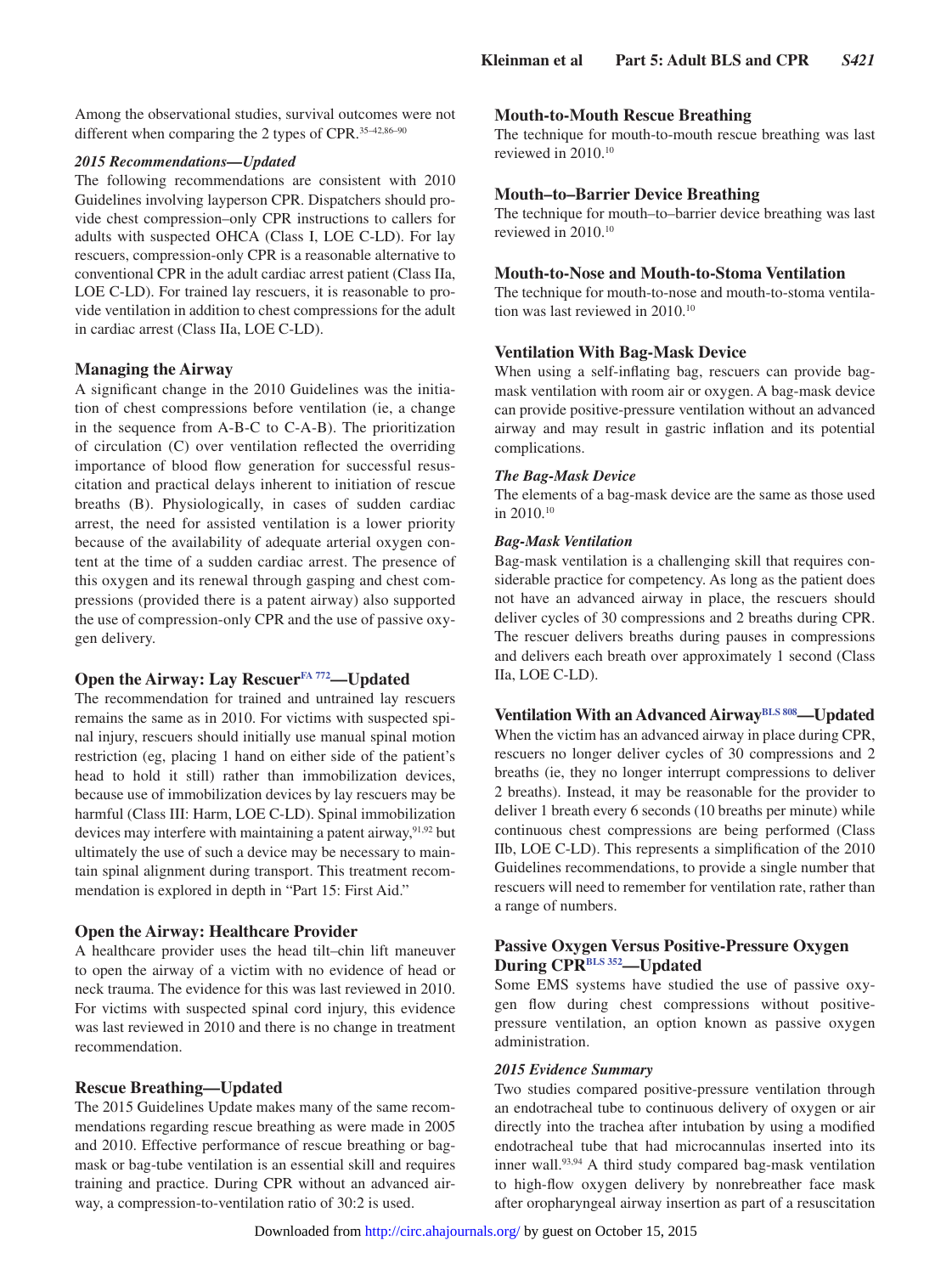Among the observational studies, survival outcomes were not different when comparing the 2 types of CPR.[35–42,86–90]

#### *2015 Recommendations—Updated*

The following recommendations are consistent with 2010 Guidelines involving layperson CPR. Dispatchers should provide chest compression–only CPR instructions to callers for adults with suspected OHCA (Class I, LOE C-LD). For lay rescuers, compression-only CPR is a reasonable alternative to conventional CPR in the adult cardiac arrest patient (Class IIa, LOE C-LD). For trained lay rescuers, it is reasonable to provide ventilation in addition to chest compressions for the adult in cardiac arrest (Class IIa, LOE C-LD).

### Managing the Airway

A significant change in the 2010 Guidelines was the initiation of chest compressions before ventilation (ie, a change in the sequence from A-B-C to C-A-B). The prioritization of circulation (C) over ventilation reflected the overriding importance of blood flow generation for successful resuscitation and practical delays inherent to initiation of rescue breaths (B). Physiologically, in cases of sudden cardiac arrest, the need for assisted ventilation is a lower priority because of the availability of adequate arterial oxygen content at the time of a sudden cardiac arrest. The presence of this oxygen and its renewal through gasping and chest compressions (provided there is a patent airway) also supported the use of compression-only CPR and the use of passive oxygen delivery.

### Open the Airway: Lay Rescuer[FA 772]—Updated

The recommendation for trained and untrained lay rescuers remains the same as in 2010. For victims with suspected spinal injury, rescuers should initially use manual spinal motion restriction (eg, placing 1 hand on either side of the patient's head to hold it still) rather than immobilization devices, because use of immobilization devices by lay rescuers may be harmful (Class III: Harm, LOE C-LD). Spinal immobilization devices may interfere with maintaining a patent airway,[91,92] but ultimately the use of such a device may be necessary to maintain spinal alignment during transport. This treatment recommendation is explored in depth in "Part 15: First Aid."

### Open the Airway: Healthcare Provider

A healthcare provider uses the head tilt–chin lift maneuver to open the airway of a victim with no evidence of head or neck trauma. The evidence for this was last reviewed in 2010. For victims with suspected spinal cord injury, this evidence was last reviewed in 2010 and there is no change in treatment recommendation.

### Rescue Breathing—Updated

The 2015 Guidelines Update makes many of the same recommendations regarding rescue breathing as were made in 2005 and 2010. Effective performance of rescue breathing or bag-mask or bag-tube ventilation is an essential skill and requires training and practice. During CPR without an advanced airway, a compression-to-ventilation ratio of 30:2 is used.

### Mouth-to-Mouth Rescue Breathing

The technique for mouth-to-mouth rescue breathing was last reviewed in 2010.[10]

### Mouth–to–Barrier Device Breathing

The technique for mouth–to–barrier device breathing was last reviewed in 2010.[10]

### Mouth-to-Nose and Mouth-to-Stoma Ventilation

The technique for mouth-to-nose and mouth-to-stoma ventilation was last reviewed in 2010.[10]

### Ventilation With Bag-Mask Device

When using a self-inflating bag, rescuers can provide bag-mask ventilation with room air or oxygen. A bag-mask device can provide positive-pressure ventilation without an advanced airway and may result in gastric inflation and its potential complications.

#### *The Bag-Mask Device*

The elements of a bag-mask device are the same as those used in 2010.[10]

#### *Bag-Mask Ventilation*

Bag-mask ventilation is a challenging skill that requires considerable practice for competency. As long as the patient does not have an advanced airway in place, the rescuers should deliver cycles of 30 compressions and 2 breaths during CPR. The rescuer delivers breaths during pauses in compressions and delivers each breath over approximately 1 second (Class IIa, LOE C-LD).

### Ventilation With an Advanced Airway[BLS 808]—Updated

When the victim has an advanced airway in place during CPR, rescuers no longer deliver cycles of 30 compressions and 2 breaths (ie, they no longer interrupt compressions to deliver 2 breaths). Instead, it may be reasonable for the provider to deliver 1 breath every 6 seconds (10 breaths per minute) while continuous chest compressions are being performed (Class IIb, LOE C-LD). This represents a simplification of the 2010 Guidelines recommendations, to provide a single number that rescuers will need to remember for ventilation rate, rather than a range of numbers.

### Passive Oxygen Versus Positive-Pressure Oxygen During CPR[BLS 352]—Updated

Some EMS systems have studied the use of passive oxygen flow during chest compressions without positive-pressure ventilation, an option known as passive oxygen administration.

#### *2015 Evidence Summary*

Two studies compared positive-pressure ventilation through an endotracheal tube to continuous delivery of oxygen or air directly into the trachea after intubation by using a modified endotracheal tube that had microcannulas inserted into its inner wall.[93,94] A third study compared bag-mask ventilation to high-flow oxygen delivery by nonrebreather face mask after oropharyngeal airway insertion as part of a resuscitation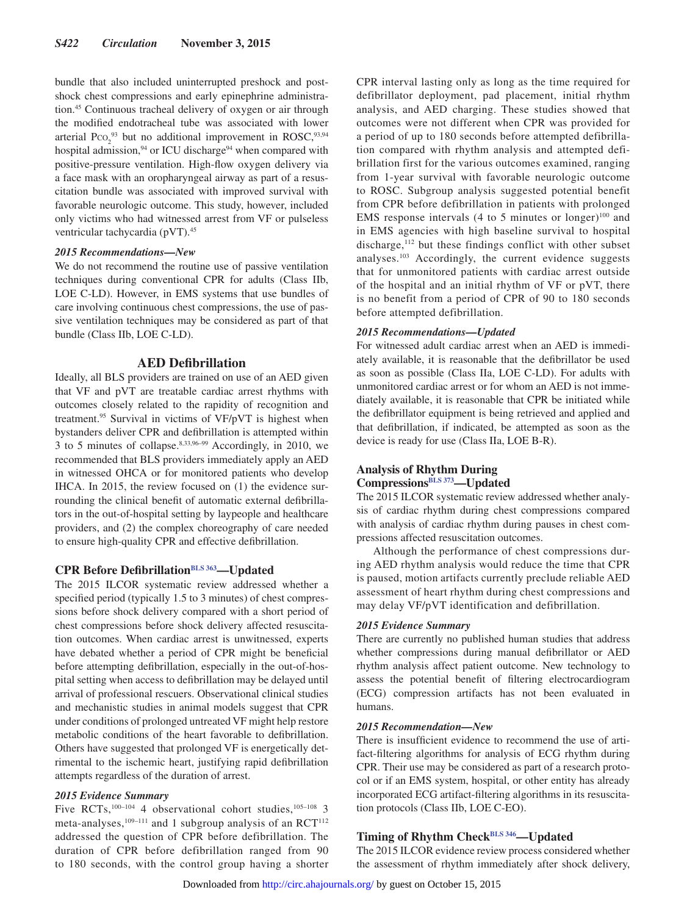bundle that also included uninterrupted preshock and postshock chest compressions and early epinephrine administration.[45] Continuous tracheal delivery of oxygen or air through the modified endotracheal tube was associated with lower arterial $Pco_2$[93] but no additional improvement in ROSC,[93,94] hospital admission,[94] or ICU discharge[94] when compared with positive-pressure ventilation. High-flow oxygen delivery via a face mask with an oropharyngeal airway as part of a resuscitation bundle was associated with improved survival with favorable neurologic outcome. This study, however, included only victims who had witnessed arrest from VF or pulseless ventricular tachycardia (pVT).[45]

#### *2015 Recommendations—New*

We do not recommend the routine use of passive ventilation techniques during conventional CPR for adults (Class IIb, LOE C-LD). However, in EMS systems that use bundles of care involving continuous chest compressions, the use of passive ventilation techniques may be considered as part of that bundle (Class IIb, LOE C-LD).

## AED Defibrillation

Ideally, all BLS providers are trained on use of an AED given that VF and pVT are treatable cardiac arrest rhythms with outcomes closely related to the rapidity of recognition and treatment.[95] Survival in victims of VF/pVT is highest when bystanders deliver CPR and defibrillation is attempted within 3 to 5 minutes of collapse.[8,33,96–99] Accordingly, in 2010, we recommended that BLS providers immediately apply an AED in witnessed OHCA or for monitored patients who develop IHCA. In 2015, the review focused on (1) the evidence surrounding the clinical benefit of automatic external defibrillators in the out-of-hospital setting by laypeople and healthcare providers, and (2) the complex choreography of care needed to ensure high-quality CPR and effective defibrillation.

### CPR Before Defibrillation[BLS 363]—Updated

The 2015 ILCOR systematic review addressed whether a specified period (typically 1.5 to 3 minutes) of chest compressions before shock delivery compared with a short period of chest compressions before shock delivery affected resuscitation outcomes. When cardiac arrest is unwitnessed, experts have debated whether a period of CPR might be beneficial before attempting defibrillation, especially in the out-of-hospital setting when access to defibrillation may be delayed until arrival of professional rescuers. Observational clinical studies and mechanistic studies in animal models suggest that CPR under conditions of prolonged untreated VF might help restore metabolic conditions of the heart favorable to defibrillation. Others have suggested that prolonged VF is energetically detrimental to the ischemic heart, justifying rapid defibrillation attempts regardless of the duration of arrest.

#### *2015 Evidence Summary*

Five RCTs,[100–104] 4 observational cohort studies,[105–108] 3 meta-analyses,[109–111] and 1 subgroup analysis of an RCT[112] addressed the question of CPR before defibrillation. The duration of CPR before defibrillation ranged from 90 to 180 seconds, with the control group having a shorter CPR interval lasting only as long as the time required for defibrillator deployment, pad placement, initial rhythm analysis, and AED charging. These studies showed that outcomes were not different when CPR was provided for a period of up to 180 seconds before attempted defibrillation compared with rhythm analysis and attempted defibrillation first for the various outcomes examined, ranging from 1-year survival with favorable neurologic outcome to ROSC. Subgroup analysis suggested potential benefit from CPR before defibrillation in patients with prolonged EMS response intervals (4 to 5 minutes or longer)[100] and in EMS agencies with high baseline survival to hospital discharge,[112] but these findings conflict with other subset analyses.[103] Accordingly, the current evidence suggests that for unmonitored patients with cardiac arrest outside of the hospital and an initial rhythm of VF or pVT, there is no benefit from a period of CPR of 90 to 180 seconds before attempted defibrillation.

#### *2015 Recommendations—Updated*

For witnessed adult cardiac arrest when an AED is immediately available, it is reasonable that the defibrillator be used as soon as possible (Class IIa, LOE C-LD). For adults with unmonitored cardiac arrest or for whom an AED is not immediately available, it is reasonable that CPR be initiated while the defibrillator equipment is being retrieved and applied and that defibrillation, if indicated, be attempted as soon as the device is ready for use (Class IIa, LOE B-R).

### Analysis of Rhythm During Compressions[BLS 373]—Updated

The 2015 ILCOR systematic review addressed whether analysis of cardiac rhythm during chest compressions compared with analysis of cardiac rhythm during pauses in chest compressions affected resuscitation outcomes.

Although the performance of chest compressions during AED rhythm analysis would reduce the time that CPR is paused, motion artifacts currently preclude reliable AED assessment of heart rhythm during chest compressions and may delay VF/pVT identification and defibrillation.

#### *2015 Evidence Summary*

There are currently no published human studies that address whether compressions during manual defibrillator or AED rhythm analysis affect patient outcome. New technology to assess the potential benefit of filtering electrocardiogram (ECG) compression artifacts has not been evaluated in humans.

#### *2015 Recommendation—New*

There is insufficient evidence to recommend the use of artifact-filtering algorithms for analysis of ECG rhythm during CPR. Their use may be considered as part of a research protocol or if an EMS system, hospital, or other entity has already incorporated ECG artifact-filtering algorithms in its resuscitation protocols (Class IIb, LOE C-EO).

### Timing of Rhythm Check[BLS 346]—Updated

The 2015 ILCOR evidence review process considered whether the assessment of rhythm immediately after shock delivery,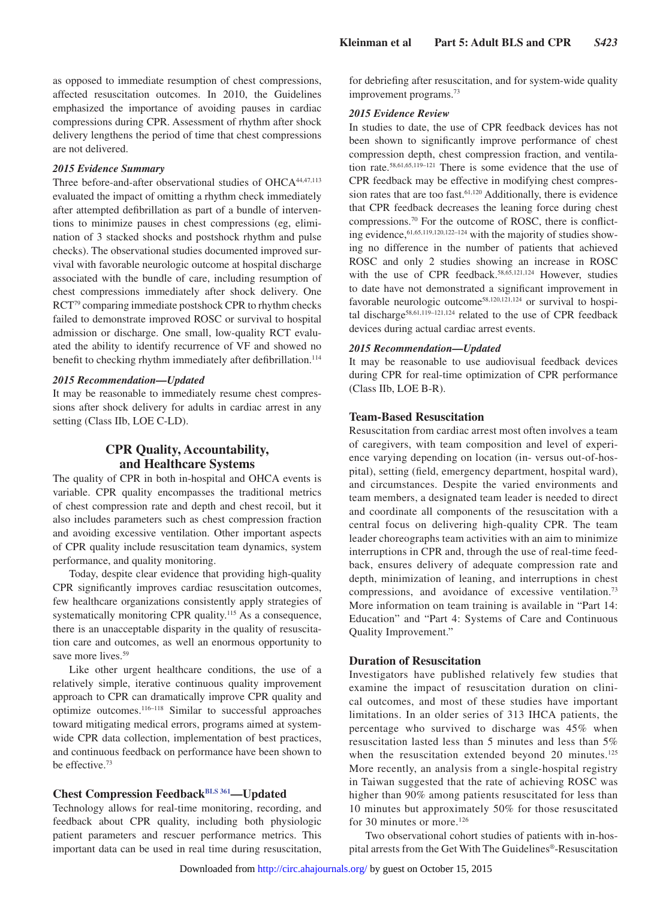as opposed to immediate resumption of chest compressions, affected resuscitation outcomes. In 2010, the Guidelines emphasized the importance of avoiding pauses in cardiac compressions during CPR. Assessment of rhythm after shock delivery lengthens the period of time that chest compressions are not delivered.

### *2015 Evidence Summary*

Three before-and-after observational studies of OHCA[44,47,113] evaluated the impact of omitting a rhythm check immediately after attempted defibrillation as part of a bundle of interventions to minimize pauses in chest compressions (eg, elimination of 3 stacked shocks and postshock rhythm and pulse checks). The observational studies documented improved survival with favorable neurologic outcome at hospital discharge associated with the bundle of care, including resumption of chest compressions immediately after shock delivery. One RCT[79] comparing immediate postshock CPR to rhythm checks failed to demonstrate improved ROSC or survival to hospital admission or discharge. One small, low-quality RCT evaluated the ability to identify recurrence of VF and showed no benefit to checking rhythm immediately after defibrillation.[114]

### *2015 Recommendation—Updated*

It may be reasonable to immediately resume chest compressions after shock delivery for adults in cardiac arrest in any setting (Class IIb, LOE C-LD).

## CPR Quality, Accountability, and Healthcare Systems

The quality of CPR in both in-hospital and OHCA events is variable. CPR quality encompasses the traditional metrics of chest compression rate and depth and chest recoil, but it also includes parameters such as chest compression fraction and avoiding excessive ventilation. Other important aspects of CPR quality include resuscitation team dynamics, system performance, and quality monitoring.

Today, despite clear evidence that providing high-quality CPR significantly improves cardiac resuscitation outcomes, few healthcare organizations consistently apply strategies of systematically monitoring CPR quality.[115] As a consequence, there is an unacceptable disparity in the quality of resuscitation care and outcomes, as well an enormous opportunity to save more lives.[59]

Like other urgent healthcare conditions, the use of a relatively simple, iterative continuous quality improvement approach to CPR can dramatically improve CPR quality and optimize outcomes.[116–118] Similar to successful approaches toward mitigating medical errors, programs aimed at system-wide CPR data collection, implementation of best practices, and continuous feedback on performance have been shown to be effective.[73]

### Chest Compression Feedback[BLS 361]—Updated

Technology allows for real-time monitoring, recording, and feedback about CPR quality, including both physiologic patient parameters and rescuer performance metrics. This important data can be used in real time during resuscitation, for debriefing after resuscitation, and for system-wide quality improvement programs.[73]

### *2015 Evidence Review*

In studies to date, the use of CPR feedback devices has not been shown to significantly improve performance of chest compression depth, chest compression fraction, and ventilation rate.[58,61,65,119–121] There is some evidence that the use of CPR feedback may be effective in modifying chest compression rates that are too fast.[61,120] Additionally, there is evidence that CPR feedback decreases the leaning force during chest compressions.[70] For the outcome of ROSC, there is conflicting evidence,[61,65,119,120,122–124] with the majority of studies showing no difference in the number of patients that achieved ROSC and only 2 studies showing an increase in ROSC with the use of CPR feedback.[58,65,121,124] However, studies to date have not demonstrated a significant improvement in favorable neurologic outcome[58,120,121,124] or survival to hospital discharge[58,61,119–121,124] related to the use of CPR feedback devices during actual cardiac arrest events.

### *2015 Recommendation—Updated*

It may be reasonable to use audiovisual feedback devices during CPR for real-time optimization of CPR performance (Class IIb, LOE B-R).

### Team-Based Resuscitation

Resuscitation from cardiac arrest most often involves a team of caregivers, with team composition and level of experience varying depending on location (in- versus out-of-hospital), setting (field, emergency department, hospital ward), and circumstances. Despite the varied environments and team members, a designated team leader is needed to direct and coordinate all components of the resuscitation with a central focus on delivering high-quality CPR. The team leader choreographs team activities with an aim to minimize interruptions in CPR and, through the use of real-time feedback, ensures delivery of adequate compression rate and depth, minimization of leaning, and interruptions in chest compressions, and avoidance of excessive ventilation.[73] More information on team training is available in "Part 14: Education" and "Part 4: Systems of Care and Continuous Quality Improvement."

### Duration of Resuscitation

Investigators have published relatively few studies that examine the impact of resuscitation duration on clinical outcomes, and most of these studies have important limitations. In an older series of 313 IHCA patients, the percentage who survived to discharge was 45% when resuscitation lasted less than 5 minutes and less than 5% when the resuscitation extended beyond 20 minutes.[125] More recently, an analysis from a single-hospital registry in Taiwan suggested that the rate of achieving ROSC was higher than 90% among patients resuscitated for less than 10 minutes but approximately 50% for those resuscitated for 30 minutes or more.[126]

Two observational cohort studies of patients with in-hospital arrests from the Get With The Guidelines®-Resuscitation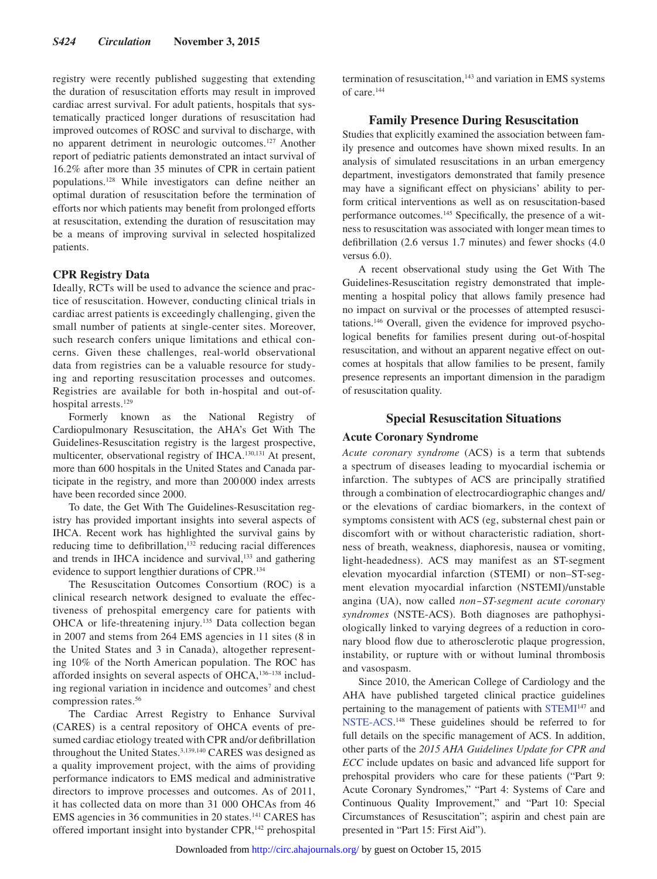registry were recently published suggesting that extending the duration of resuscitation efforts may result in improved cardiac arrest survival. For adult patients, hospitals that systematically practiced longer durations of resuscitation had improved outcomes of ROSC and survival to discharge, with no apparent detriment in neurologic outcomes.[127] Another report of pediatric patients demonstrated an intact survival of 16.2% after more than 35 minutes of CPR in certain patient populations.[128] While investigators can define neither an optimal duration of resuscitation before the termination of efforts nor which patients may benefit from prolonged efforts at resuscitation, extending the duration of resuscitation may be a means of improving survival in selected hospitalized patients.

### CPR Registry Data

Ideally, RCTs will be used to advance the science and practice of resuscitation. However, conducting clinical trials in cardiac arrest patients is exceedingly challenging, given the small number of patients at single-center sites. Moreover, such research confers unique limitations and ethical concerns. Given these challenges, real-world observational data from registries can be a valuable resource for studying and reporting resuscitation processes and outcomes. Registries are available for both in-hospital and out-of-hospital arrests.[129]

Formerly known as the National Registry of Cardiopulmonary Resuscitation, the AHA's Get With The Guidelines-Resuscitation registry is the largest prospective, multicenter, observational registry of IHCA.[130,131] At present, more than 600 hospitals in the United States and Canada participate in the registry, and more than 200 000 index arrests have been recorded since 2000.

To date, the Get With The Guidelines-Resuscitation registry has provided important insights into several aspects of IHCA. Recent work has highlighted the survival gains by reducing time to defibrillation,[132] reducing racial differences and trends in IHCA incidence and survival,[133] and gathering evidence to support lengthier durations of CPR.[134]

The Resuscitation Outcomes Consortium (ROC) is a clinical research network designed to evaluate the effectiveness of prehospital emergency care for patients with OHCA or life-threatening injury.[135] Data collection began in 2007 and stems from 264 EMS agencies in 11 sites (8 in the United States and 3 in Canada), altogether representing 10% of the North American population. The ROC has afforded insights on several aspects of OHCA,[136–138] including regional variation in incidence and outcomes[7] and chest compression rates.[56]

The Cardiac Arrest Registry to Enhance Survival (CARES) is a central repository of OHCA events of presumed cardiac etiology treated with CPR and/or defibrillation throughout the United States.[3,139,140] CARES was designed as a quality improvement project, with the aims of providing performance indicators to EMS medical and administrative directors to improve processes and outcomes. As of 2011, it has collected data on more than 31 000 OHCAs from 46 EMS agencies in 36 communities in 20 states.[141] CARES has offered important insight into bystander CPR,[142] prehospital termination of resuscitation,[143] and variation in EMS systems of care.[144]

## Family Presence During Resuscitation

Studies that explicitly examined the association between family presence and outcomes have shown mixed results. In an analysis of simulated resuscitations in an urban emergency department, investigators demonstrated that family presence may have a significant effect on physicians' ability to perform critical interventions as well as on resuscitation-based performance outcomes.[145] Specifically, the presence of a witness to resuscitation was associated with longer mean times to defibrillation (2.6 versus 1.7 minutes) and fewer shocks (4.0 versus 6.0).

A recent observational study using the Get With The Guidelines-Resuscitation registry demonstrated that implementing a hospital policy that allows family presence had no impact on survival or the processes of attempted resuscitations.[146] Overall, given the evidence for improved psychological benefits for families present during out-of-hospital resuscitation, and without an apparent negative effect on outcomes at hospitals that allow families to be present, family presence represents an important dimension in the paradigm of resuscitation quality.

## Special Resuscitation Situations

### Acute Coronary Syndrome

*Acute coronary syndrome* (ACS) is a term that subtends a spectrum of diseases leading to myocardial ischemia or infarction. The subtypes of ACS are principally stratified through a combination of electrocardiographic changes and/or the elevations of cardiac biomarkers, in the context of symptoms consistent with ACS (eg, substernal chest pain or discomfort with or without characteristic radiation, shortness of breath, weakness, diaphoresis, nausea or vomiting, light-headedness). ACS may manifest as an ST-segment elevation myocardial infarction (STEMI) or non–ST-segment elevation myocardial infarction (NSTEMI)/unstable angina (UA), now called *non–ST-segment acute coronary syndromes* (NSTE-ACS). Both diagnoses are pathophysiologically linked to varying degrees of a reduction in coronary blood flow due to atherosclerotic plaque progression, instability, or rupture with or without luminal thrombosis and vasospasm.

Since 2010, the American College of Cardiology and the AHA have published targeted clinical practice guidelines pertaining to the management of patients with STEMI[147] and NSTE-ACS.[148] These guidelines should be referred to for full details on the specific management of ACS. In addition, other parts of the *2015 AHA Guidelines Update for CPR and ECC* include updates on basic and advanced life support for prehospital providers who care for these patients ("Part 9: Acute Coronary Syndromes," "Part 4: Systems of Care and Continuous Quality Improvement," and "Part 10: Special Circumstances of Resuscitation"; aspirin and chest pain are presented in "Part 15: First Aid").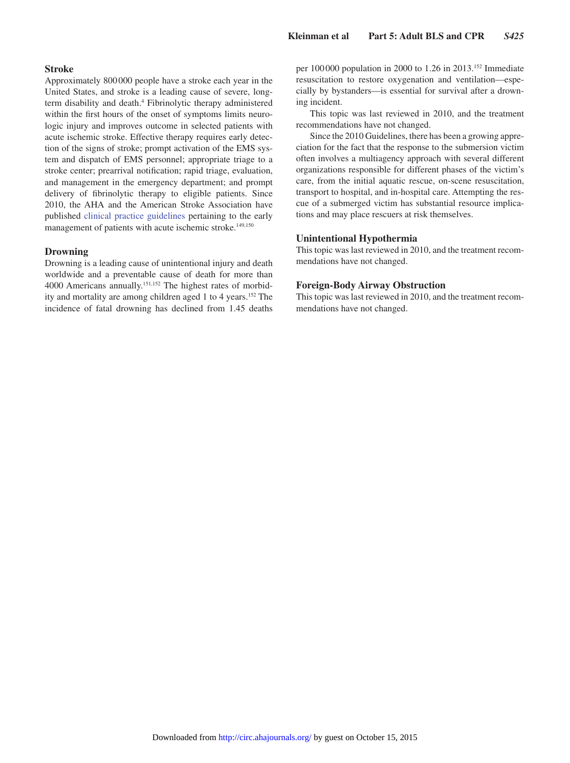### Stroke

Approximately 800 000 people have a stroke each year in the United States, and stroke is a leading cause of severe, long-term disability and death.[4] Fibrinolytic therapy administered within the first hours of the onset of symptoms limits neurologic injury and improves outcome in selected patients with acute ischemic stroke. Effective therapy requires early detection of the signs of stroke; prompt activation of the EMS system and dispatch of EMS personnel; appropriate triage to a stroke center; prearrival notification; rapid triage, evaluation, and management in the emergency department; and prompt delivery of fibrinolytic therapy to eligible patients. Since 2010, the AHA and the American Stroke Association have published clinical practice guidelines pertaining to the early management of patients with acute ischemic stroke.[149,150]

### Drowning

Drowning is a leading cause of unintentional injury and death worldwide and a preventable cause of death for more than 4000 Americans annually.[151,152] The highest rates of morbidity and mortality are among children aged 1 to 4 years.[152] The incidence of fatal drowning has declined from 1.45 deaths per 100 000 population in 2000 to 1.26 in 2013.[152] Immediate resuscitation to restore oxygenation and ventilation—especially by bystanders—is essential for survival after a drowning incident.

This topic was last reviewed in 2010, and the treatment recommendations have not changed.

Since the 2010 Guidelines, there has been a growing appreciation for the fact that the response to the submersion victim often involves a multiagency approach with several different organizations responsible for different phases of the victim's care, from the initial aquatic rescue, on-scene resuscitation, transport to hospital, and in-hospital care. Attempting the rescue of a submerged victim has substantial resource implications and may place rescuers at risk themselves.

### Unintentional Hypothermia

This topic was last reviewed in 2010, and the treatment recommendations have not changed.

### Foreign-Body Airway Obstruction

This topic was last reviewed in 2010, and the treatment recommendations have not changed.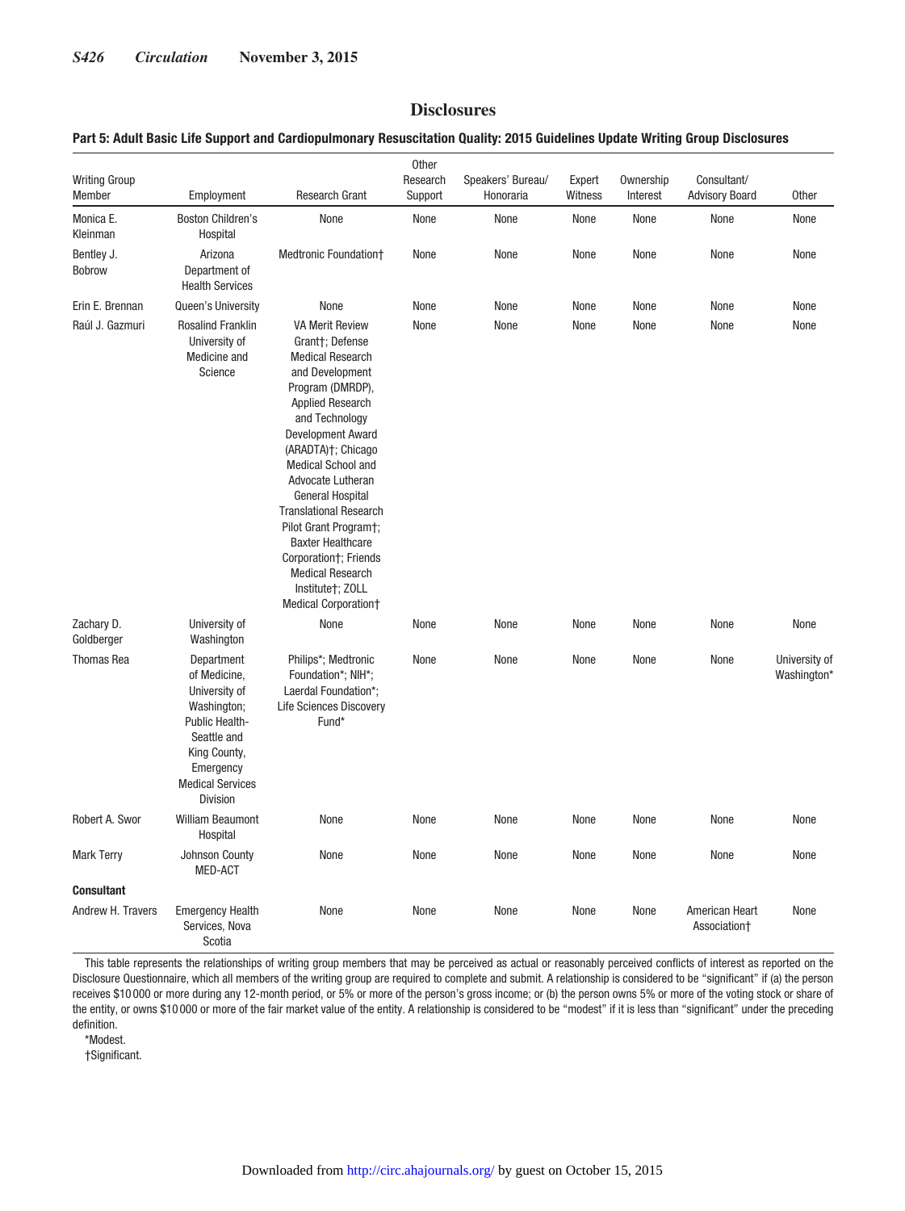## Disclosures

**Part 5: Adult Basic Life Support and Cardiopulmonary Resuscitation Quality: 2015 Guidelines Update Writing Group Disclosures**

| Writing Group Member | Employment | Research Grant | Other Research Support | Speakers' Bureau/ Honoraria | Expert Witness | Ownership Interest | Consultant/ Advisory Board | Other |
|---|---|---|---|---|---|---|---|---|
| Monica E. Kleinman | Boston Children's Hospital | None | None | None | None | None | None | None |
| Bentley J. Bobrow | Arizona Department of Health Services | Medtronic Foundation† | None | None | None | None | None | None |
| Erin E. Brennan | Queen's University | None | None | None | None | None | None | None |
| Raúl J. Gazmuri | Rosalind Franklin University of Medicine and Science | VA Merit Review Grant†; Defense Medical Research and Development Program (DMRDP), Applied Research and Technology Development Award (ARADTA)†; Chicago Medical School and Advocate Lutheran General Hospital Translational Research Pilot Grant Program†; Baxter Healthcare Corporation†; Friends Medical Research Institute†; ZOLL Medical Corporation† | None | None | None | None | None | None |
| Zachary D. Goldberger | University of Washington | None | None | None | None | None | None | None |
| Thomas Rea | Department of Medicine, University of Washington; Public Health-Seattle and King County, Emergency Medical Services Division | Philips*; Medtronic Foundation*; NIH*; Laerdal Foundation*; Life Sciences Discovery Fund* | None | None | None | None | None | University of Washington* |
| Robert A. Swor | William Beaumont Hospital | None | None | None | None | None | None | None |
| Mark Terry | Johnson County MED-ACT | None | None | None | None | None | None | None |
| **Consultant** | | | | | | | | |
| Andrew H. Travers | Emergency Health Services, Nova Scotia | None | None | None | None | None | American Heart Association† | None |

This table represents the relationships of writing group members that may be perceived as actual or reasonably perceived conflicts of interest as reported on the Disclosure Questionnaire, which all members of the writing group are required to complete and submit. A relationship is considered to be "significant" if (a) the person receives $10 000 or more during any 12-month period, or 5% or more of the person's gross income; or (b) the person owns 5% or more of the voting stock or share of the entity, or owns $10 000 or more of the fair market value of the entity. A relationship is considered to be "modest" if it is less than "significant" under the preceding definition.

*Modest.

†Significant.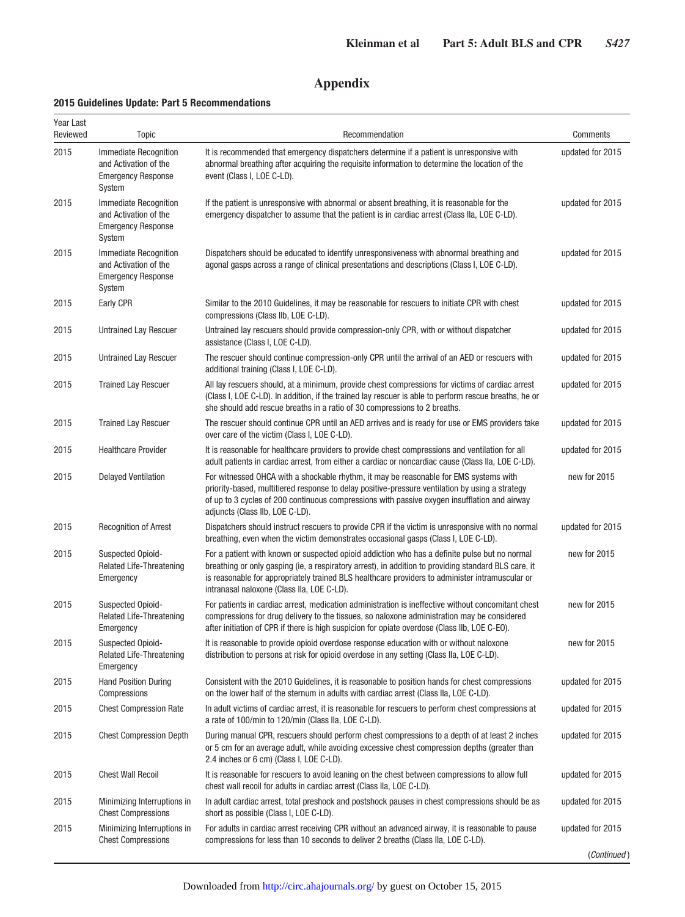# Appendix

## 2015 Guidelines Update: Part 5 Recommendations

| Year Last Reviewed | Topic | Recommendation | Comments |
|---|---|---|---|
| 2015 | Immediate Recognition and Activation of the Emergency Response System | It is recommended that emergency dispatchers determine if a patient is unresponsive with abnormal breathing after acquiring the requisite information to determine the location of the event (Class I, LOE C-LD). | updated for 2015 |
| 2015 | Immediate Recognition and Activation of the Emergency Response System | If the patient is unresponsive with abnormal or absent breathing, it is reasonable for the emergency dispatcher to assume that the patient is in cardiac arrest (Class IIa, LOE C-LD). | updated for 2015 |
| 2015 | Immediate Recognition and Activation of the Emergency Response System | Dispatchers should be educated to identify unresponsiveness with abnormal breathing and agonal gasps across a range of clinical presentations and descriptions (Class I, LOE C-LD). | updated for 2015 |
| 2015 | Early CPR | Similar to the 2010 Guidelines, it may be reasonable for rescuers to initiate CPR with chest compressions (Class IIb, LOE C-LD). | updated for 2015 |
| 2015 | Untrained Lay Rescuer | Untrained lay rescuers should provide compression-only CPR, with or without dispatcher assistance (Class I, LOE C-LD). | updated for 2015 |
| 2015 | Untrained Lay Rescuer | The rescuer should continue compression-only CPR until the arrival of an AED or rescuers with additional training (Class I, LOE C-LD). | updated for 2015 |
| 2015 | Trained Lay Rescuer | All lay rescuers should, at a minimum, provide chest compressions for victims of cardiac arrest (Class I, LOE C-LD). In addition, if the trained lay rescuer is able to perform rescue breaths, he or she should add rescue breaths in a ratio of 30 compressions to 2 breaths. | updated for 2015 |
| 2015 | Trained Lay Rescuer | The rescuer should continue CPR until an AED arrives and is ready for use or EMS providers take over care of the victim (Class I, LOE C-LD). | updated for 2015 |
| 2015 | Healthcare Provider | It is reasonable for healthcare providers to provide chest compressions and ventilation for all adult patients in cardiac arrest, from either a cardiac or noncardiac cause (Class IIa, LOE C-LD). | updated for 2015 |
| 2015 | Delayed Ventilation | For witnessed OHCA with a shockable rhythm, it may be reasonable for EMS systems with priority-based, multitiered response to delay positive-pressure ventilation by using a strategy of up to 3 cycles of 200 continuous compressions with passive oxygen insufflation and airway adjuncts (Class IIb, LOE C-LD). | new for 2015 |
| 2015 | Recognition of Arrest | Dispatchers should instruct rescuers to provide CPR if the victim is unresponsive with no normal breathing, even when the victim demonstrates occasional gasps (Class I, LOE C-LD). | updated for 2015 |
| 2015 | Suspected Opioid-Related Life-Threatening Emergency | For a patient with known or suspected opioid addiction who has a definite pulse but no normal breathing or only gasping (ie, a respiratory arrest), in addition to providing standard BLS care, it is reasonable for appropriately trained BLS healthcare providers to administer intramuscular or intranasal naloxone (Class IIa, LOE C-LD). | new for 2015 |
| 2015 | Suspected Opioid-Related Life-Threatening Emergency | For patients in cardiac arrest, medication administration is ineffective without concomitant chest compressions for drug delivery to the tissues, so naloxone administration may be considered after initiation of CPR if there is high suspicion for opiate overdose (Class IIb, LOE C-EO). | new for 2015 |
| 2015 | Suspected Opioid-Related Life-Threatening Emergency | It is reasonable to provide opioid overdose response education with or without naloxone distribution to persons at risk for opioid overdose in any setting (Class IIa, LOE C-LD). | new for 2015 |
| 2015 | Hand Position During Compressions | Consistent with the 2010 Guidelines, it is reasonable to position hands for chest compressions on the lower half of the sternum in adults with cardiac arrest (Class IIa, LOE C-LD). | updated for 2015 |
| 2015 | Chest Compression Rate | In adult victims of cardiac arrest, it is reasonable for rescuers to perform chest compressions at a rate of 100/min to 120/min (Class IIa, LOE C-LD). | updated for 2015 |
| 2015 | Chest Compression Depth | During manual CPR, rescuers should perform chest compressions to a depth of at least 2 inches or 5 cm for an average adult, while avoiding excessive chest compression depths (greater than 2.4 inches or 6 cm) (Class I, LOE C-LD). | updated for 2015 |
| 2015 | Chest Wall Recoil | It is reasonable for rescuers to avoid leaning on the chest between compressions to allow full chest wall recoil for adults in cardiac arrest (Class IIa, LOE C-LD). | updated for 2015 |
| 2015 | Minimizing Interruptions in Chest Compressions | In adult cardiac arrest, total preshock and postshock pauses in chest compressions should be as short as possible (Class I, LOE C-LD). | updated for 2015 |
| 2015 | Minimizing Interruptions in Chest Compressions | For adults in cardiac arrest receiving CPR without an advanced airway, it is reasonable to pause compressions for less than 10 seconds to deliver 2 breaths (Class IIa, LOE C-LD). | updated for 2015 |

(*Continued*)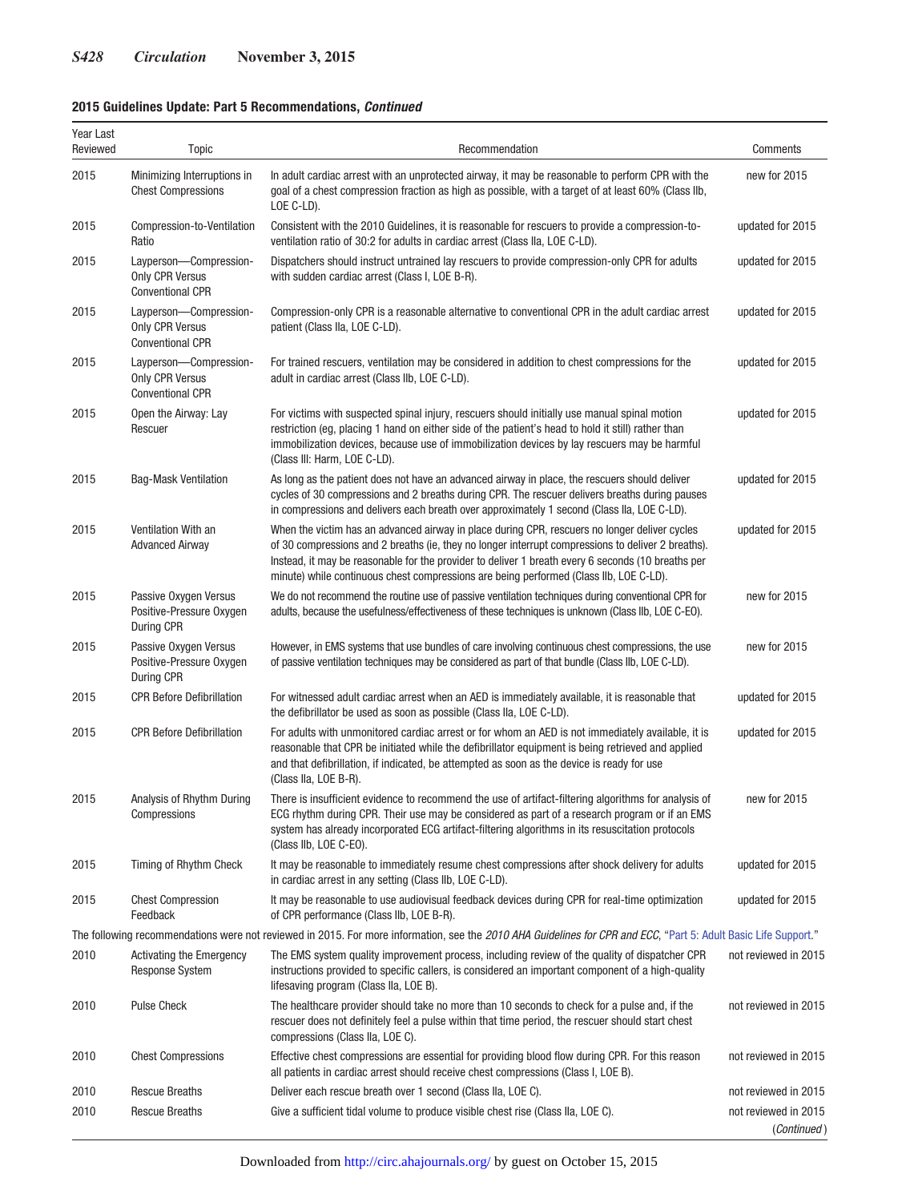**2015 Guidelines Update: Part 5 Recommendations, *Continued***

| Year Last Reviewed | Topic | Recommendation | Comments |
|---|---|---|---|
| 2015 | Minimizing Interruptions in Chest Compressions | In adult cardiac arrest with an unprotected airway, it may be reasonable to perform CPR with the goal of a chest compression fraction as high as possible, with a target of at least 60% (Class IIb, LOE C-LD). | new for 2015 |
| 2015 | Compression-to-Ventilation Ratio | Consistent with the 2010 Guidelines, it is reasonable for rescuers to provide a compression-to-ventilation ratio of 30:2 for adults in cardiac arrest (Class IIa, LOE C-LD). | updated for 2015 |
| 2015 | Layperson—Compression-Only CPR Versus Conventional CPR | Dispatchers should instruct untrained lay rescuers to provide compression-only CPR for adults with sudden cardiac arrest (Class I, LOE B-R). | updated for 2015 |
| 2015 | Layperson—Compression-Only CPR Versus Conventional CPR | Compression-only CPR is a reasonable alternative to conventional CPR in the adult cardiac arrest patient (Class IIa, LOE C-LD). | updated for 2015 |
| 2015 | Layperson—Compression-Only CPR Versus Conventional CPR | For trained rescuers, ventilation may be considered in addition to chest compressions for the adult in cardiac arrest (Class IIb, LOE C-LD). | updated for 2015 |
| 2015 | Open the Airway: Lay Rescuer | For victims with suspected spinal injury, rescuers should initially use manual spinal motion restriction (eg, placing 1 hand on either side of the patient's head to hold it still) rather than immobilization devices, because use of immobilization devices by lay rescuers may be harmful (Class III: Harm, LOE C-LD). | updated for 2015 |
| 2015 | Bag-Mask Ventilation | As long as the patient does not have an advanced airway in place, the rescuers should deliver cycles of 30 compressions and 2 breaths during CPR. The rescuer delivers breaths during pauses in compressions and delivers each breath over approximately 1 second (Class IIa, LOE C-LD). | updated for 2015 |
| 2015 | Ventilation With an Advanced Airway | When the victim has an advanced airway in place during CPR, rescuers no longer deliver cycles of 30 compressions and 2 breaths (ie, they no longer interrupt compressions to deliver 2 breaths). Instead, it may be reasonable for the provider to deliver 1 breath every 6 seconds (10 breaths per minute) while continuous chest compressions are being performed (Class IIb, LOE C-LD). | updated for 2015 |
| 2015 | Passive Oxygen Versus Positive-Pressure Oxygen During CPR | We do not recommend the routine use of passive ventilation techniques during conventional CPR for adults, because the usefulness/effectiveness of these techniques is unknown (Class IIb, LOE C-EO). | new for 2015 |
| 2015 | Passive Oxygen Versus Positive-Pressure Oxygen During CPR | However, in EMS systems that use bundles of care involving continuous chest compressions, the use of passive ventilation techniques may be considered as part of that bundle (Class IIb, LOE C-LD). | new for 2015 |
| 2015 | CPR Before Defibrillation | For witnessed adult cardiac arrest when an AED is immediately available, it is reasonable that the defibrillator be used as soon as possible (Class IIa, LOE C-LD). | updated for 2015 |
| 2015 | CPR Before Defibrillation | For adults with unmonitored cardiac arrest or for whom an AED is not immediately available, it is reasonable that CPR be initiated while the defibrillator equipment is being retrieved and applied and that defibrillation, if indicated, be attempted as soon as the device is ready for use (Class IIa, LOE B-R). | updated for 2015 |
| 2015 | Analysis of Rhythm During Compressions | There is insufficient evidence to recommend the use of artifact-filtering algorithms for analysis of ECG rhythm during CPR. Their use may be considered as part of a research program or if an EMS system has already incorporated ECG artifact-filtering algorithms in its resuscitation protocols (Class IIb, LOE C-EO). | new for 2015 |
| 2015 | Timing of Rhythm Check | It may be reasonable to immediately resume chest compressions after shock delivery for adults in cardiac arrest in any setting (Class IIb, LOE C-LD). | updated for 2015 |
| 2015 | Chest Compression Feedback | It may be reasonable to use audiovisual feedback devices during CPR for real-time optimization of CPR performance (Class IIb, LOE B-R). | updated for 2015 |
| The following recommendations were not reviewed in 2015. For more information, see the *2010 AHA Guidelines for CPR and ECC*, "Part 5: Adult Basic Life Support." | | | |
| 2010 | Activating the Emergency Response System | The EMS system quality improvement process, including review of the quality of dispatcher CPR instructions provided to specific callers, is considered an important component of a high-quality lifesaving program (Class IIa, LOE B). | not reviewed in 2015 |
| 2010 | Pulse Check | The healthcare provider should take no more than 10 seconds to check for a pulse and, if the rescuer does not definitely feel a pulse within that time period, the rescuer should start chest compressions (Class IIa, LOE C). | not reviewed in 2015 |
| 2010 | Chest Compressions | Effective chest compressions are essential for providing blood flow during CPR. For this reason all patients in cardiac arrest should receive chest compressions (Class I, LOE B). | not reviewed in 2015 |
| 2010 | Rescue Breaths | Deliver each rescue breath over 1 second (Class IIa, LOE C). | not reviewed in 2015 |
| 2010 | Rescue Breaths | Give a sufficient tidal volume to produce visible chest rise (Class IIa, LOE C). | not reviewed in 2015 |

*(Continued)*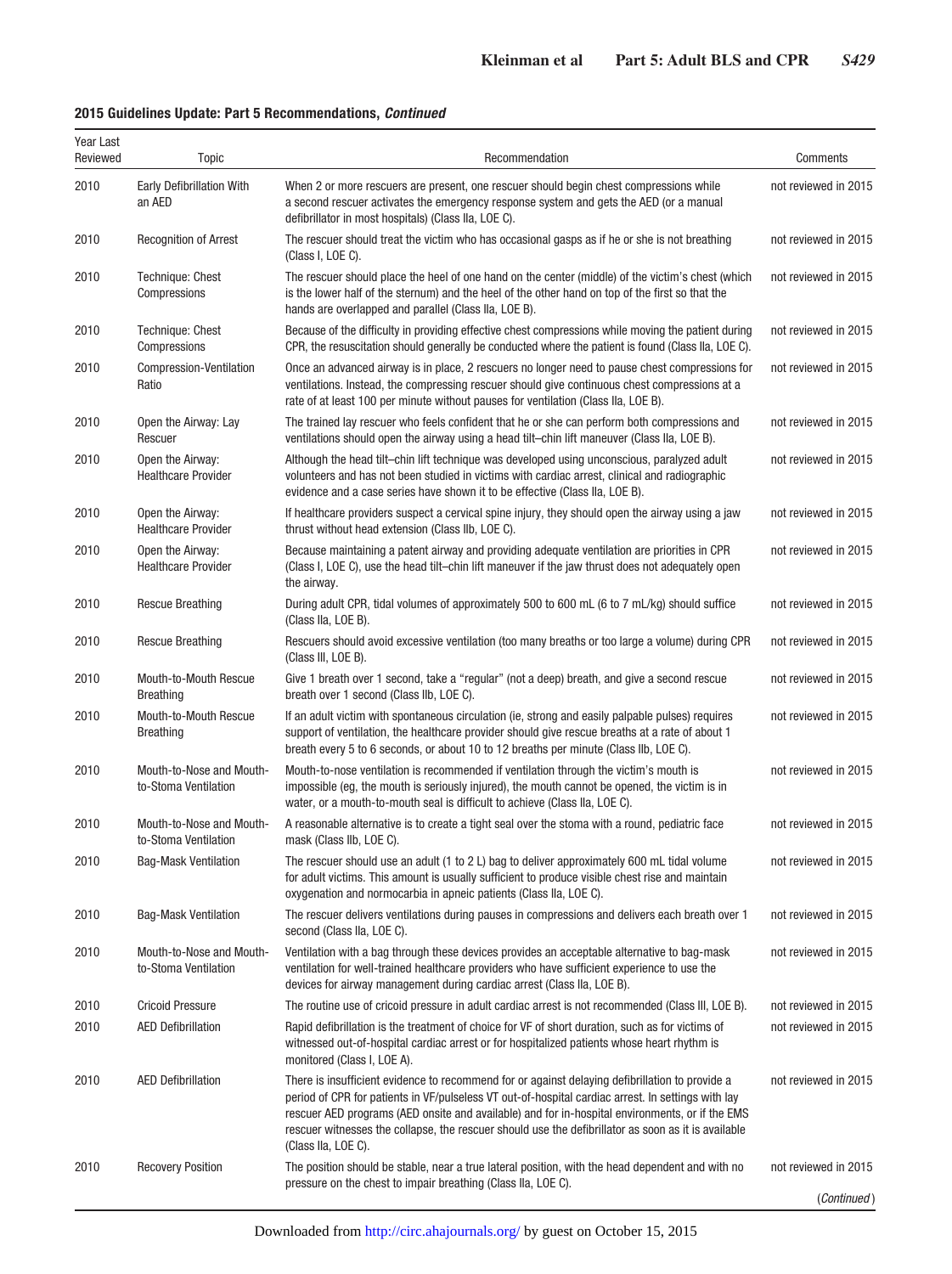**2015 Guidelines Update: Part 5 Recommendations, *Continued***

| Year Last Reviewed | Topic | Recommendation | Comments |
|---|---|---|---|
| 2010 | Early Defibrillation With an AED | When 2 or more rescuers are present, one rescuer should begin chest compressions while a second rescuer activates the emergency response system and gets the AED (or a manual defibrillator in most hospitals) (Class IIa, LOE C). | not reviewed in 2015 |
| 2010 | Recognition of Arrest | The rescuer should treat the victim who has occasional gasps as if he or she is not breathing (Class I, LOE C). | not reviewed in 2015 |
| 2010 | Technique: Chest Compressions | The rescuer should place the heel of one hand on the center (middle) of the victim's chest (which is the lower half of the sternum) and the heel of the other hand on top of the first so that the hands are overlapped and parallel (Class IIa, LOE B). | not reviewed in 2015 |
| 2010 | Technique: Chest Compressions | Because of the difficulty in providing effective chest compressions while moving the patient during CPR, the resuscitation should generally be conducted where the patient is found (Class IIa, LOE C). | not reviewed in 2015 |
| 2010 | Compression-Ventilation Ratio | Once an advanced airway is in place, 2 rescuers no longer need to pause chest compressions for ventilations. Instead, the compressing rescuer should give continuous chest compressions at a rate of at least 100 per minute without pauses for ventilation (Class IIa, LOE B). | not reviewed in 2015 |
| 2010 | Open the Airway: Lay Rescuer | The trained lay rescuer who feels confident that he or she can perform both compressions and ventilations should open the airway using a head tilt–chin lift maneuver (Class IIa, LOE B). | not reviewed in 2015 |
| 2010 | Open the Airway: Healthcare Provider | Although the head tilt–chin lift technique was developed using unconscious, paralyzed adult volunteers and has not been studied in victims with cardiac arrest, clinical and radiographic evidence and a case series have shown it to be effective (Class IIa, LOE B). | not reviewed in 2015 |
| 2010 | Open the Airway: Healthcare Provider | If healthcare providers suspect a cervical spine injury, they should open the airway using a jaw thrust without head extension (Class IIb, LOE C). | not reviewed in 2015 |
| 2010 | Open the Airway: Healthcare Provider | Because maintaining a patent airway and providing adequate ventilation are priorities in CPR (Class I, LOE C), use the head tilt–chin lift maneuver if the jaw thrust does not adequately open the airway. | not reviewed in 2015 |
| 2010 | Rescue Breathing | During adult CPR, tidal volumes of approximately 500 to 600 mL (6 to 7 mL/kg) should suffice (Class IIa, LOE B). | not reviewed in 2015 |
| 2010 | Rescue Breathing | Rescuers should avoid excessive ventilation (too many breaths or too large a volume) during CPR (Class III, LOE B). | not reviewed in 2015 |
| 2010 | Mouth-to-Mouth Rescue Breathing | Give 1 breath over 1 second, take a "regular" (not a deep) breath, and give a second rescue breath over 1 second (Class IIb, LOE C). | not reviewed in 2015 |
| 2010 | Mouth-to-Mouth Rescue Breathing | If an adult victim with spontaneous circulation (ie, strong and easily palpable pulses) requires support of ventilation, the healthcare provider should give rescue breaths at a rate of about 1 breath every 5 to 6 seconds, or about 10 to 12 breaths per minute (Class IIb, LOE C). | not reviewed in 2015 |
| 2010 | Mouth-to-Nose and Mouth-to-Stoma Ventilation | Mouth-to-nose ventilation is recommended if ventilation through the victim's mouth is impossible (eg, the mouth is seriously injured), the mouth cannot be opened, the victim is in water, or a mouth-to-mouth seal is difficult to achieve (Class IIa, LOE C). | not reviewed in 2015 |
| 2010 | Mouth-to-Nose and Mouth-to-Stoma Ventilation | A reasonable alternative is to create a tight seal over the stoma with a round, pediatric face mask (Class IIb, LOE C). | not reviewed in 2015 |
| 2010 | Bag-Mask Ventilation | The rescuer should use an adult (1 to 2 L) bag to deliver approximately 600 mL tidal volume for adult victims. This amount is usually sufficient to produce visible chest rise and maintain oxygenation and normocarbia in apneic patients (Class IIa, LOE C). | not reviewed in 2015 |
| 2010 | Bag-Mask Ventilation | The rescuer delivers ventilations during pauses in compressions and delivers each breath over 1 second (Class IIa, LOE C). | not reviewed in 2015 |
| 2010 | Mouth-to-Nose and Mouth-to-Stoma Ventilation | Ventilation with a bag through these devices provides an acceptable alternative to bag-mask ventilation for well-trained healthcare providers who have sufficient experience to use the devices for airway management during cardiac arrest (Class IIa, LOE B). | not reviewed in 2015 |
| 2010 | Cricoid Pressure | The routine use of cricoid pressure in adult cardiac arrest is not recommended (Class III, LOE B). | not reviewed in 2015 |
| 2010 | AED Defibrillation | Rapid defibrillation is the treatment of choice for VF of short duration, such as for victims of witnessed out-of-hospital cardiac arrest or for hospitalized patients whose heart rhythm is monitored (Class I, LOE A). | not reviewed in 2015 |
| 2010 | AED Defibrillation | There is insufficient evidence to recommend for or against delaying defibrillation to provide a period of CPR for patients in VF/pulseless VT out-of-hospital cardiac arrest. In settings with lay rescuer AED programs (AED onsite and available) and for in-hospital environments, or if the EMS rescuer witnesses the collapse, the rescuer should use the defibrillator as soon as it is available (Class IIa, LOE C). | not reviewed in 2015 |
| 2010 | Recovery Position | The position should be stable, near a true lateral position, with the head dependent and with no pressure on the chest to impair breathing (Class IIa, LOE C). | not reviewed in 2015 |

(*Continued*)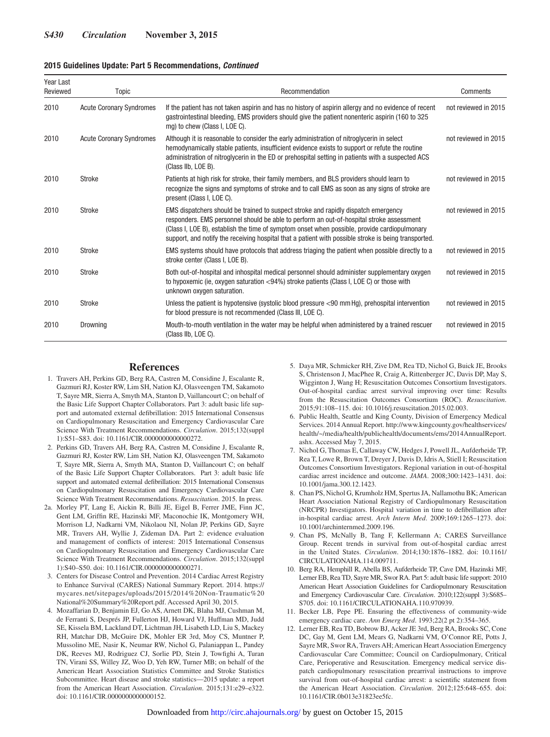**2015 Guidelines Update: Part 5 Recommendations, *Continued***

| Year Last Reviewed | Topic | Recommendation | Comments |
|---|---|---|---|
| 2010 | Acute Coronary Syndromes | If the patient has not taken aspirin and has no history of aspirin allergy and no evidence of recent gastrointestinal bleeding, EMS providers should give the patient nonenteric aspirin (160 to 325 mg) to chew (Class I, LOE C). | not reviewed in 2015 |
| 2010 | Acute Coronary Syndromes | Although it is reasonable to consider the early administration of nitroglycerin in select hemodynamically stable patients, insufficient evidence exists to support or refute the routine administration of nitroglycerin in the ED or prehospital setting in patients with a suspected ACS (Class IIb, LOE B). | not reviewed in 2015 |
| 2010 | Stroke | Patients at high risk for stroke, their family members, and BLS providers should learn to recognize the signs and symptoms of stroke and to call EMS as soon as any signs of stroke are present (Class I, LOE C). | not reviewed in 2015 |
| 2010 | Stroke | EMS dispatchers should be trained to suspect stroke and rapidly dispatch emergency responders. EMS personnel should be able to perform an out-of-hospital stroke assessment (Class I, LOE B), establish the time of symptom onset when possible, provide cardiopulmonary support, and notify the receiving hospital that a patient with possible stroke is being transported. | not reviewed in 2015 |
| 2010 | Stroke | EMS systems should have protocols that address triaging the patient when possible directly to a stroke center (Class I, LOE B). | not reviewed in 2015 |
| 2010 | Stroke | Both out-of-hospital and inhospital medical personnel should administer supplementary oxygen to hypoxemic (ie, oxygen saturation <94%) stroke patients (Class I, LOE C) or those with unknown oxygen saturation. | not reviewed in 2015 |
| 2010 | Stroke | Unless the patient is hypotensive (systolic blood pressure <90 mm Hg), prehospital intervention for blood pressure is not recommended (Class III, LOE C). | not reviewed in 2015 |
| 2010 | Drowning | Mouth-to-mouth ventilation in the water may be helpful when administered by a trained rescuer (Class IIb, LOE C). | not reviewed in 2015 |

## References

1. Travers AH, Perkins GD, Berg RA, Castren M, Considine J, Escalante R, Gazmuri RJ, Koster RW, Lim SH, Nation KJ, Olasveengen TM, Sakamoto T, Sayre MR, Sierra A, Smyth MA, Stanton D, Vaillancourt C; on behalf of the Basic Life Support Chapter Collaborators. Part 3: adult basic life support and automated external defibrillation: 2015 International Consensus on Cardiopulmonary Resuscitation and Emergency Cardiovascular Care Science With Treatment Recommendations. *Circulation*. 2015;132(suppl 1):S51–S83. doi: 10.1161/CIR.0000000000000272.
2. Perkins GD, Travers AH, Berg RA, Castren M, Considine J, Escalante R, Gazmuri RJ, Koster RW, Lim SH, Nation KJ, Olasveengen TM, Sakamoto T, Sayre MR, Sierra A, Smyth MA, Stanton D, Vaillancourt C; on behalf of the Basic Life Support Chapter Collaborators. Part 3: adult basic life support and automated external defibrillation: 2015 International Consensus on Cardiopulmonary Resuscitation and Emergency Cardiovascular Care Science With Treatment Recommendations. *Resuscitation*. 2015. In press.

2a. Morley PT, Lang E, Aickin R, Billi JE, Eigel B, Ferrer JME, Finn JC, Gent LM, Griffin RE, Hazinski MF, Maconochie IK, Montgomery WH, Morrison LJ, Nadkarni VM, Nikolaou NI, Nolan JP, Perkins GD, Sayre MR, Travers AH, Wyllie J, Zideman DA. Part 2: evidence evaluation and management of conflicts of interest: 2015 International Consensus on Cardiopulmonary Resuscitation and Emergency Cardiovascular Care Science With Treatment Recommendations. *Circulation*. 2015;132(suppl 1):S40–S50. doi: 10.1161/CIR.0000000000000271.

3. Centers for Disease Control and Prevention. 2014 Cardiac Arrest Registry to Enhance Survival (CARES) National Summary Report. 2014. https://mycares.net/sitepages/uploads/2015/2014%20Non-Traumatic%20National%20Summary%20Report.pdf. Accessed April 30, 2015.
4. Mozaffarian D, Benjamin EJ, Go AS, Arnett DK, Blaha MJ, Cushman M, de Ferranti S, Després JP, Fullerton HJ, Howard VJ, Huffman MD, Judd SE, Kissela BM, Lackland DT, Lichtman JH, Lisabeth LD, Liu S, Mackey RH, Matchar DB, McGuire DK, Mohler ER 3rd, Moy CS, Muntner P, Mussolino ME, Nasir K, Neumar RW, Nichol G, Palaniappan L, Pandey DK, Reeves MJ, Rodriguez CJ, Sorlie PD, Stein J, Towfighi A, Turan TN, Virani SS, Willey JZ, Woo D, Yeh RW, Turner MB; on behalf of the American Heart Association Statistics Committee and Stroke Statistics Subcommittee. Heart disease and stroke statistics—2015 update: a report from the American Heart Association. *Circulation*. 2015;131:e29–e322. doi: 10.1161/CIR.0000000000000152.
5. Daya MR, Schmicker RH, Zive DM, Rea TD, Nichol G, Buick JE, Brooks S, Christenson J, MacPhee R, Craig A, Rittenberger JC, Davis DP, May S, Wigginton J, Wang H; Resuscitation Outcomes Consortium Investigators. Out-of-hospital cardiac arrest survival improving over time: Results from the Resuscitation Outcomes Consortium (ROC). *Resuscitation*. 2015;91:108–115. doi: 10.1016/j.resuscitation.2015.02.003.
6. Public Health, Seattle and King County, Division of Emergency Medical Services. 2014 Annual Report. http://www.kingcounty.gov/healthservices/health/~/media/health/publichealth/documents/ems/2014AnnualReport.ashx. Accessed May 7, 2015.
7. Nichol G, Thomas E, Callaway CW, Hedges J, Powell JL, Aufderheide TP, Rea T, Lowe R, Brown T, Dreyer J, Davis D, Idris A, Stiell I; Resuscitation Outcomes Consortium Investigators. Regional variation in out-of-hospital cardiac arrest incidence and outcome. *JAMA*. 2008;300:1423–1431. doi: 10.1001/jama.300.12.1423.
8. Chan PS, Nichol G, Krumholz HM, Spertus JA, Nallamothu BK; American Heart Association National Registry of Cardiopulmonary Resuscitation (NRCPR) Investigators. Hospital variation in time to defibrillation after in-hospital cardiac arrest. *Arch Intern Med*. 2009;169:1265–1273. doi: 10.1001/archinternmed.2009.196.
9. Chan PS, McNally B, Tang F, Kellermann A; CARES Surveillance Group. Recent trends in survival from out-of-hospital cardiac arrest in the United States. *Circulation*. 2014;130:1876–1882. doi: 10.1161/CIRCULATIONAHA.114.009711.
10. Berg RA, Hemphill R, Abella BS, Aufderheide TP, Cave DM, Hazinski MF, Lerner EB, Rea TD, Sayre MR, Swor RA. Part 5: adult basic life support: 2010 American Heart Association Guidelines for Cardiopulmonary Resuscitation and Emergency Cardiovascular Care. *Circulation*. 2010;122(suppl 3):S685–S705. doi: 10.1161/CIRCULATIONAHA.110.970939.
11. Becker LB, Pepe PE. Ensuring the effectiveness of community-wide emergency cardiac care. *Ann Emerg Med*. 1993;22(2 pt 2):354–365.
12. Lerner EB, Rea TD, Bobrow BJ, Acker JE 3rd, Berg RA, Brooks SC, Cone DC, Gay M, Gent LM, Mears G, Nadkarni VM, O'Connor RE, Potts J, Sayre MR, Swor RA, Travers AH; American Heart Association Emergency Cardiovascular Care Committee; Council on Cardiopulmonary, Critical Care, Perioperative and Resuscitation. Emergency medical service dispatch cardiopulmonary resuscitation prearrival instructions to improve survival from out-of-hospital cardiac arrest: a scientific statement from the American Heart Association. *Circulation*. 2012;125:648–655. doi: 10.1161/CIR.0b013e31823ee5fc.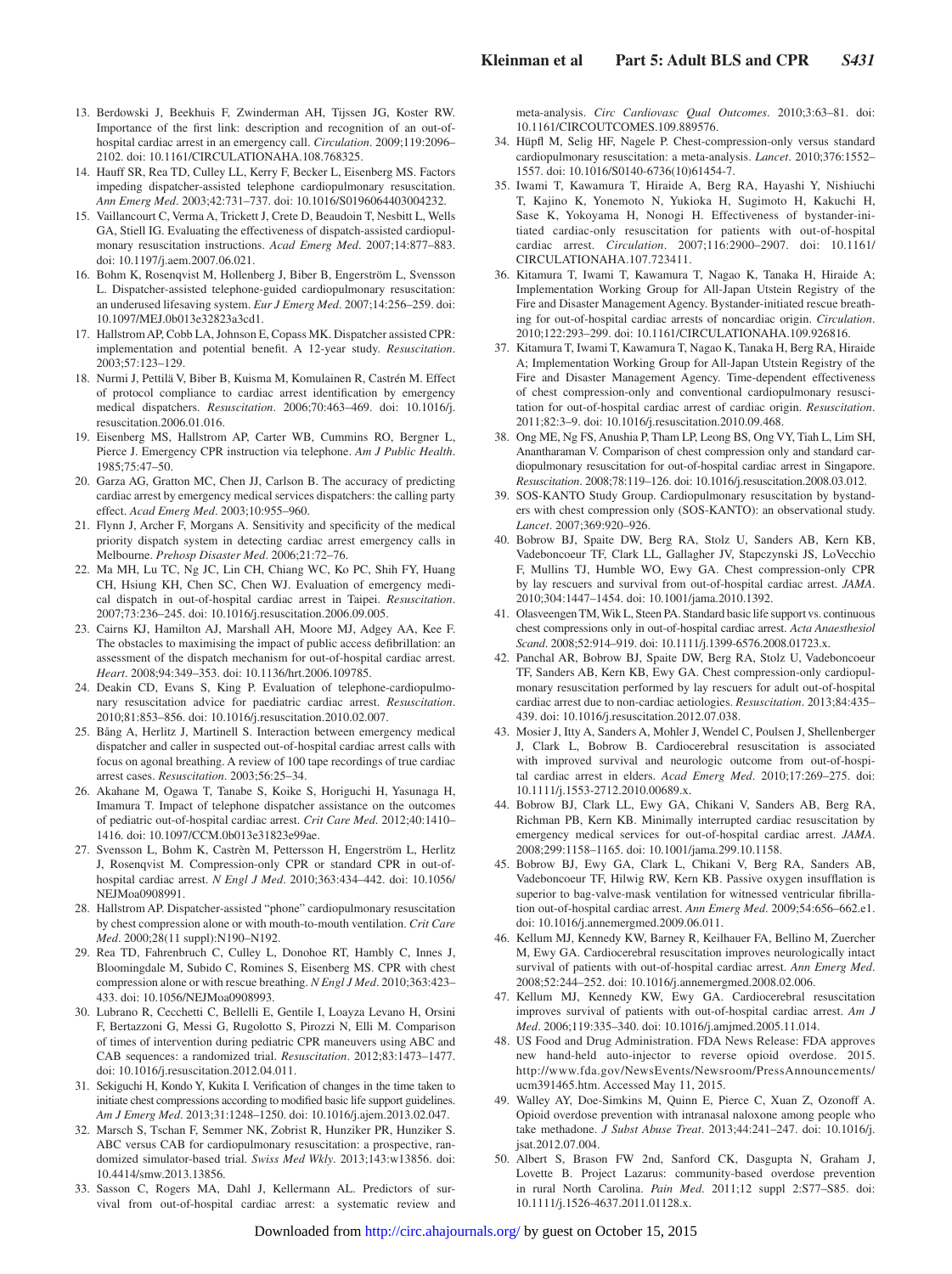13. Berdowski J, Beekhuis F, Zwinderman AH, Tijssen JG, Koster RW. Importance of the first link: description and recognition of an out-of-hospital cardiac arrest in an emergency call. *Circulation*. 2009;119:2096–2102. doi: 10.1161/CIRCULATIONAHA.108.768325.
14. Hauff SR, Rea TD, Culley LL, Kerry F, Becker L, Eisenberg MS. Factors impeding dispatcher-assisted telephone cardiopulmonary resuscitation. *Ann Emerg Med*. 2003;42:731–737. doi: 10.1016/S0196064403004232.
15. Vaillancourt C, Verma A, Trickett J, Crete D, Beaudoin T, Nesbitt L, Wells GA, Stiell IG. Evaluating the effectiveness of dispatch-assisted cardiopulmonary resuscitation instructions. *Acad Emerg Med*. 2007;14:877–883. doi: 10.1197/j.aem.2007.06.021.
16. Bohm K, Rosenqvist M, Hollenberg J, Biber B, Engerström L, Svensson L. Dispatcher-assisted telephone-guided cardiopulmonary resuscitation: an underused lifesaving system. *Eur J Emerg Med*. 2007;14:256–259. doi: 10.1097/MEJ.0b013e32823a3cd1.
17. Hallstrom AP, Cobb LA, Johnson E, Copass MK. Dispatcher assisted CPR: implementation and potential benefit. A 12-year study. *Resuscitation*. 2003;57:123–129.
18. Nurmi J, Pettilä V, Biber B, Kuisma M, Komulainen R, Castrén M. Effect of protocol compliance to cardiac arrest identification by emergency medical dispatchers. *Resuscitation*. 2006;70:463–469. doi: 10.1016/j.resuscitation.2006.01.016.
19. Eisenberg MS, Hallstrom AP, Carter WB, Cummins RO, Bergner L, Pierce J. Emergency CPR instruction via telephone. *Am J Public Health*. 1985;75:47–50.
20. Garza AG, Gratton MC, Chen JJ, Carlson B. The accuracy of predicting cardiac arrest by emergency medical services dispatchers: the calling party effect. *Acad Emerg Med*. 2003;10:955–960.
21. Flynn J, Archer F, Morgans A. Sensitivity and specificity of the medical priority dispatch system in detecting cardiac arrest emergency calls in Melbourne. *Prehosp Disaster Med*. 2006;21:72–76.
22. Ma MH, Lu TC, Ng JC, Lin CH, Chiang WC, Ko PC, Shih FY, Huang CH, Hsiung KH, Chen SC, Chen WJ. Evaluation of emergency medical dispatch in out-of-hospital cardiac arrest in Taipei. *Resuscitation*. 2007;73:236–245. doi: 10.1016/j.resuscitation.2006.09.005.
23. Cairns KJ, Hamilton AJ, Marshall AH, Moore MJ, Adgey AA, Kee F. The obstacles to maximising the impact of public access defibrillation: an assessment of the dispatch mechanism for out-of-hospital cardiac arrest. *Heart*. 2008;94:349–353. doi: 10.1136/hrt.2006.109785.
24. Deakin CD, Evans S, King P. Evaluation of telephone-cardiopulmonary resuscitation advice for paediatric cardiac arrest. *Resuscitation*. 2010;81:853–856. doi: 10.1016/j.resuscitation.2010.02.007.
25. Bång A, Herlitz J, Martinell S. Interaction between emergency medical dispatcher and caller in suspected out-of-hospital cardiac arrest calls with focus on agonal breathing. A review of 100 tape recordings of true cardiac arrest cases. *Resuscitation*. 2003;56:25–34.
26. Akahane M, Ogawa T, Tanabe S, Koike S, Horiguchi H, Yasunaga H, Imamura T. Impact of telephone dispatcher assistance on the outcomes of pediatric out-of-hospital cardiac arrest. *Crit Care Med*. 2012;40:1410–1416. doi: 10.1097/CCM.0b013e31823e99ae.
27. Svensson L, Bohm K, Castrèn M, Pettersson H, Engerström L, Herlitz J, Rosenqvist M. Compression-only CPR or standard CPR in out-of-hospital cardiac arrest. *N Engl J Med*. 2010;363:434–442. doi: 10.1056/NEJMoa0908991.
28. Hallstrom AP. Dispatcher-assisted "phone" cardiopulmonary resuscitation by chest compression alone or with mouth-to-mouth ventilation. *Crit Care Med*. 2000;28(11 suppl):N190–N192.
29. Rea TD, Fahrenbruch C, Culley L, Donohoe RT, Hambly C, Innes J, Bloomingdale M, Subido C, Romines S, Eisenberg MS. CPR with chest compression alone or with rescue breathing. *N Engl J Med*. 2010;363:423–433. doi: 10.1056/NEJMoa0908993.
30. Lubrano R, Cecchetti C, Bellelli E, Gentile I, Loayza Levano H, Orsini F, Bertazzoni G, Messi G, Rugolotto S, Pirozzi N, Elli M. Comparison of times of intervention during pediatric CPR maneuvers using ABC and CAB sequences: a randomized trial. *Resuscitation*. 2012;83:1473–1477. doi: 10.1016/j.resuscitation.2012.04.011.
31. Sekiguchi H, Kondo Y, Kukita I. Verification of changes in the time taken to initiate chest compressions according to modified basic life support guidelines. *Am J Emerg Med*. 2013;31:1248–1250. doi: 10.1016/j.ajem.2013.02.047.
32. Marsch S, Tschan F, Semmer NK, Zobrist R, Hunziker PR, Hunziker S. ABC versus CAB for cardiopulmonary resuscitation: a prospective, randomized simulator-based trial. *Swiss Med Wkly*. 2013;143:w13856. doi: 10.4414/smw.2013.13856.
33. Sasson C, Rogers MA, Dahl J, Kellermann AL. Predictors of survival from out-of-hospital cardiac arrest: a systematic review and meta-analysis. *Circ Cardiovasc Qual Outcomes*. 2010;3:63–81. doi: 10.1161/CIRCOUTCOMES.109.889576.
34. Hüpfl M, Selig HF, Nagele P. Chest-compression-only versus standard cardiopulmonary resuscitation: a meta-analysis. *Lancet*. 2010;376:1552–1557. doi: 10.1016/S0140-6736(10)61454-7.
35. Iwami T, Kawamura T, Hiraide A, Berg RA, Hayashi Y, Nishiuchi T, Kajino K, Yonemoto N, Yukioka H, Sugimoto H, Kakuchi H, Sase K, Yokoyama H, Nonogi H. Effectiveness of bystander-initiated cardiac-only resuscitation for patients with out-of-hospital cardiac arrest. *Circulation*. 2007;116:2900–2907. doi: 10.1161/CIRCULATIONAHA.107.723411.
36. Kitamura T, Iwami T, Kawamura T, Nagao K, Tanaka H, Hiraide A; Implementation Working Group for All-Japan Utstein Registry of the Fire and Disaster Management Agency. Bystander-initiated rescue breathing for out-of-hospital cardiac arrests of noncardiac origin. *Circulation*. 2010;122:293–299. doi: 10.1161/CIRCULATIONAHA.109.926816.
37. Kitamura T, Iwami T, Kawamura T, Nagao K, Tanaka H, Berg RA, Hiraide A; Implementation Working Group for All-Japan Utstein Registry of the Fire and Disaster Management Agency. Time-dependent effectiveness of chest compression-only and conventional cardiopulmonary resuscitation for out-of-hospital cardiac arrest of cardiac origin. *Resuscitation*. 2011;82:3–9. doi: 10.1016/j.resuscitation.2010.09.468.
38. Ong ME, Ng FS, Anushia P, Tham LP, Leong BS, Ong VY, Tiah L, Lim SH, Anantharaman V. Comparison of chest compression only and standard cardiopulmonary resuscitation for out-of-hospital cardiac arrest in Singapore. *Resuscitation*. 2008;78:119–126. doi: 10.1016/j.resuscitation.2008.03.012.
39. SOS-KANTO Study Group. Cardiopulmonary resuscitation by bystanders with chest compression only (SOS-KANTO): an observational study. *Lancet*. 2007;369:920–926.
40. Bobrow BJ, Spaite DW, Berg RA, Stolz U, Sanders AB, Kern KB, Vadeboncoeur TF, Clark LL, Gallagher JV, Stapczynski JS, LoVecchio F, Mullins TJ, Humble WO, Ewy GA. Chest compression-only CPR by lay rescuers and survival from out-of-hospital cardiac arrest. *JAMA*. 2010;304:1447–1454. doi: 10.1001/jama.2010.1392.
41. Olasveengen TM, Wik L, Steen PA. Standard basic life support vs. continuous chest compressions only in out-of-hospital cardiac arrest. *Acta Anaesthesiol Scand*. 2008;52:914–919. doi: 10.1111/j.1399-6576.2008.01723.x.
42. Panchal AR, Bobrow BJ, Spaite DW, Berg RA, Stolz U, Vadeboncoeur TF, Sanders AB, Kern KB, Ewy GA. Chest compression-only cardiopulmonary resuscitation performed by lay rescuers for adult out-of-hospital cardiac arrest due to non-cardiac aetiologies. *Resuscitation*. 2013;84:435–439. doi: 10.1016/j.resuscitation.2012.07.038.
43. Mosier J, Itty A, Sanders A, Mohler J, Wendel C, Poulsen J, Shellenberger J, Clark L, Bobrow B. Cardiocerebral resuscitation is associated with improved survival and neurologic outcome from out-of-hospital cardiac arrest in elders. *Acad Emerg Med*. 2010;17:269–275. doi: 10.1111/j.1553-2712.2010.00689.x.
44. Bobrow BJ, Clark LL, Ewy GA, Chikani V, Sanders AB, Berg RA, Richman PB, Kern KB. Minimally interrupted cardiac resuscitation by emergency medical services for out-of-hospital cardiac arrest. *JAMA*. 2008;299:1158–1165. doi: 10.1001/jama.299.10.1158.
45. Bobrow BJ, Ewy GA, Clark L, Chikani V, Berg RA, Sanders AB, Vadeboncoeur TF, Hilwig RW, Kern KB. Passive oxygen insufflation is superior to bag-valve-mask ventilation for witnessed ventricular fibrillation out-of-hospital cardiac arrest. *Ann Emerg Med*. 2009;54:656–662.e1. doi: 10.1016/j.annemergmed.2009.06.011.
46. Kellum MJ, Kennedy KW, Barney R, Keilhauer FA, Bellino M, Zuercher M, Ewy GA. Cardiocerebral resuscitation improves neurologically intact survival of patients with out-of-hospital cardiac arrest. *Ann Emerg Med*. 2008;52:244–252. doi: 10.1016/j.annemergmed.2008.02.006.
47. Kellum MJ, Kennedy KW, Ewy GA. Cardiocerebral resuscitation improves survival of patients with out-of-hospital cardiac arrest. *Am J Med*. 2006;119:335–340. doi: 10.1016/j.amjmed.2005.11.014.
48. US Food and Drug Administration. FDA News Release: FDA approves new hand-held auto-injector to reverse opioid overdose. 2015. http://www.fda.gov/NewsEvents/Newsroom/PressAnnouncements/ucm391465.htm. Accessed May 11, 2015.
49. Walley AY, Doe-Simkins M, Quinn E, Pierce C, Xuan Z, Ozonoff A. Opioid overdose prevention with intranasal naloxone among people who take methadone. *J Subst Abuse Treat*. 2013;44:241–247. doi: 10.1016/j.jsat.2012.07.004.
50. Albert S, Brason FW 2nd, Sanford CK, Dasgupta N, Graham J, Lovette B. Project Lazarus: community-based overdose prevention in rural North Carolina. *Pain Med*. 2011;12 suppl 2:S77–S85. doi: 10.1111/j.1526-4637.2011.01128.x.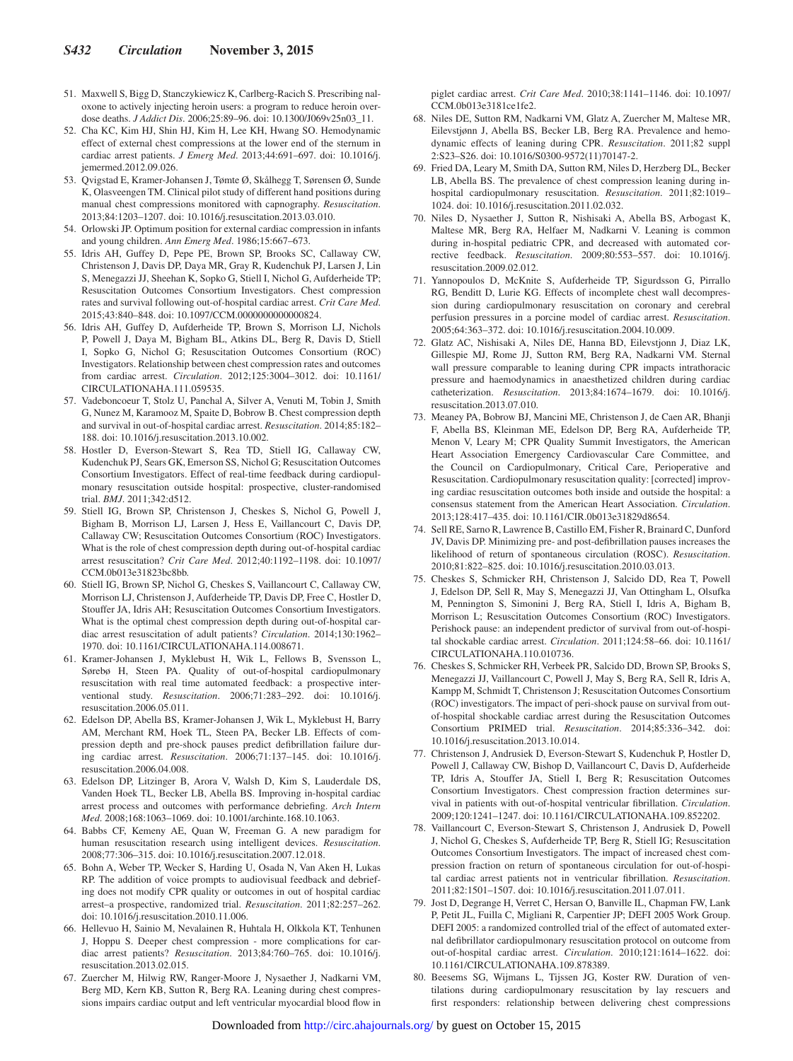51. Maxwell S, Bigg D, Stanczykiewicz K, Carlberg-Racich S. Prescribing naloxone to actively injecting heroin users: a program to reduce heroin overdose deaths. *J Addict Dis*. 2006;25:89–96. doi: 10.1300/J069v25n03_11.
52. Cha KC, Kim HJ, Shin HJ, Kim H, Lee KH, Hwang SO. Hemodynamic effect of external chest compressions at the lower end of the sternum in cardiac arrest patients. *J Emerg Med*. 2013;44:691–697. doi: 10.1016/j.jemermed.2012.09.026.
53. Qvigstad E, Kramer-Johansen J, Tømte Ø, Skålhegg T, Sørensen Ø, Sunde K, Olasveengen TM. Clinical pilot study of different hand positions during manual chest compressions monitored with capnography. *Resuscitation*. 2013;84:1203–1207. doi: 10.1016/j.resuscitation.2013.03.010.
54. Orlowski JP. Optimum position for external cardiac compression in infants and young children. *Ann Emerg Med*. 1986;15:667–673.
55. Idris AH, Guffey D, Pepe PE, Brown SP, Brooks SC, Callaway CW, Christenson J, Davis DP, Daya MR, Gray R, Kudenchuk PJ, Larsen J, Lin S, Menegazzi JJ, Sheehan K, Sopko G, Stiell I, Nichol G, Aufderheide TP; Resuscitation Outcomes Consortium Investigators. Chest compression rates and survival following out-of-hospital cardiac arrest. *Crit Care Med*. 2015;43:840–848. doi: 10.1097/CCM.0000000000000824.
56. Idris AH, Guffey D, Aufderheide TP, Brown S, Morrison LJ, Nichols P, Powell J, Daya M, Bigham BL, Atkins DL, Berg R, Davis D, Stiell I, Sopko G, Nichol G; Resuscitation Outcomes Consortium (ROC) Investigators. Relationship between chest compression rates and outcomes from cardiac arrest. *Circulation*. 2012;125:3004–3012. doi: 10.1161/CIRCULATIONAHA.111.059535.
57. Vadeboncoeur T, Stolz U, Panchal A, Silver A, Venuti M, Tobin J, Smith G, Nunez M, Karamooz M, Spaite D, Bobrow B. Chest compression depth and survival in out-of-hospital cardiac arrest. *Resuscitation*. 2014;85:182–188. doi: 10.1016/j.resuscitation.2013.10.002.
58. Hostler D, Everson-Stewart S, Rea TD, Stiell IG, Callaway CW, Kudenchuk PJ, Sears GK, Emerson SS, Nichol G; Resuscitation Outcomes Consortium Investigators. Effect of real-time feedback during cardiopulmonary resuscitation outside hospital: prospective, cluster-randomised trial. *BMJ*. 2011;342:d512.
59. Stiell IG, Brown SP, Christenson J, Cheskes S, Nichol G, Powell J, Bigham B, Morrison LJ, Larsen J, Hess E, Vaillancourt C, Davis DP, Callaway CW; Resuscitation Outcomes Consortium (ROC) Investigators. What is the role of chest compression depth during out-of-hospital cardiac arrest resuscitation? *Crit Care Med*. 2012;40:1192–1198. doi: 10.1097/CCM.0b013e31823bc8bb.
60. Stiell IG, Brown SP, Nichol G, Cheskes S, Vaillancourt C, Callaway CW, Morrison LJ, Christenson J, Aufderheide TP, Davis DP, Free C, Hostler D, Stouffer JA, Idris AH; Resuscitation Outcomes Consortium Investigators. What is the optimal chest compression depth during out-of-hospital cardiac arrest resuscitation of adult patients? *Circulation*. 2014;130:1962–1970. doi: 10.1161/CIRCULATIONAHA.114.008671.
61. Kramer-Johansen J, Myklebust H, Wik L, Fellows B, Svensson L, Sørebø H, Steen PA. Quality of out-of-hospital cardiopulmonary resuscitation with real time automated feedback: a prospective interventional study. *Resuscitation*. 2006;71:283–292. doi: 10.1016/j.resuscitation.2006.05.011.
62. Edelson DP, Abella BS, Kramer-Johansen J, Wik L, Myklebust H, Barry AM, Merchant RM, Hoek TL, Steen PA, Becker LB. Effects of compression depth and pre-shock pauses predict defibrillation failure during cardiac arrest. *Resuscitation*. 2006;71:137–145. doi: 10.1016/j.resuscitation.2006.04.008.
63. Edelson DP, Litzinger B, Arora V, Walsh D, Kim S, Lauderdale DS, Vanden Hoek TL, Becker LB, Abella BS. Improving in-hospital cardiac arrest process and outcomes with performance debriefing. *Arch Intern Med*. 2008;168:1063–1069. doi: 10.1001/archinte.168.10.1063.
64. Babbs CF, Kemeny AE, Quan W, Freeman G. A new paradigm for human resuscitation research using intelligent devices. *Resuscitation*. 2008;77:306–315. doi: 10.1016/j.resuscitation.2007.12.018.
65. Bohn A, Weber TP, Wecker S, Harding U, Osada N, Van Aken H, Lukas RP. The addition of voice prompts to audiovisual feedback and debriefing does not modify CPR quality or outcomes in out of hospital cardiac arrest–a prospective, randomized trial. *Resuscitation*. 2011;82:257–262. doi: 10.1016/j.resuscitation.2010.11.006.
66. Hellevuo H, Sainio M, Nevalainen R, Huhtala H, Olkkola KT, Tenhunen J, Hoppu S. Deeper chest compression - more complications for cardiac arrest patients? *Resuscitation*. 2013;84:760–765. doi: 10.1016/j.resuscitation.2013.02.015.
67. Zuercher M, Hilwig RW, Ranger-Moore J, Nysaether J, Nadkarni VM, Berg MD, Kern KB, Sutton R, Berg RA. Leaning during chest compressions impairs cardiac output and left ventricular myocardial blood flow in piglet cardiac arrest. *Crit Care Med*. 2010;38:1141–1146. doi: 10.1097/CCM.0b013e3181ce1fe2.
68. Niles DE, Sutton RM, Nadkarni VM, Glatz A, Zuercher M, Maltese MR, Eilevstjønn J, Abella BS, Becker LB, Berg RA. Prevalence and hemodynamic effects of leaning during CPR. *Resuscitation*. 2011;82 suppl 2:S23–S26. doi: 10.1016/S0300-9572(11)70147-2.
69. Fried DA, Leary M, Smith DA, Sutton RM, Niles D, Herzberg DL, Becker LB, Abella BS. The prevalence of chest compression leaning during in-hospital cardiopulmonary resuscitation. *Resuscitation*. 2011;82:1019–1024. doi: 10.1016/j.resuscitation.2011.02.032.
70. Niles D, Nysaether J, Sutton R, Nishisaki A, Abella BS, Arbogast K, Maltese MR, Berg RA, Helfaer M, Nadkarni V. Leaning is common during in-hospital pediatric CPR, and decreased with automated corrective feedback. *Resuscitation*. 2009;80:553–557. doi: 10.1016/j.resuscitation.2009.02.012.
71. Yannopoulos D, McKnite S, Aufderheide TP, Sigurdsson G, Pirrallo RG, Benditt D, Lurie KG. Effects of incomplete chest wall decompression during cardiopulmonary resuscitation on coronary and cerebral perfusion pressures in a porcine model of cardiac arrest. *Resuscitation*. 2005;64:363–372. doi: 10.1016/j.resuscitation.2004.10.009.
72. Glatz AC, Nishisaki A, Niles DE, Hanna BD, Eilevstjonn J, Diaz LK, Gillespie MJ, Rome JJ, Sutton RM, Berg RA, Nadkarni VM. Sternal wall pressure comparable to leaning during CPR impacts intrathoracic pressure and haemodynamics in anaesthetized children during cardiac catheterization. *Resuscitation*. 2013;84:1674–1679. doi: 10.1016/j.resuscitation.2013.07.010.
73. Meaney PA, Bobrow BJ, Mancini ME, Christenson J, de Caen AR, Bhanji F, Abella BS, Kleinman ME, Edelson DP, Berg RA, Aufderheide TP, Menon V, Leary M; CPR Quality Summit Investigators, the American Heart Association Emergency Cardiovascular Care Committee, and the Council on Cardiopulmonary, Critical Care, Perioperative and Resuscitation. Cardiopulmonary resuscitation quality: [corrected] improving cardiac resuscitation outcomes both inside and outside the hospital: a consensus statement from the American Heart Association. *Circulation*. 2013;128:417–435. doi: 10.1161/CIR.0b013e31829d8654.
74. Sell RE, Sarno R, Lawrence B, Castillo EM, Fisher R, Brainard C, Dunford JV, Davis DP. Minimizing pre- and post-defibrillation pauses increases the likelihood of return of spontaneous circulation (ROSC). *Resuscitation*. 2010;81:822–825. doi: 10.1016/j.resuscitation.2010.03.013.
75. Cheskes S, Schmicker RH, Christenson J, Salcido DD, Rea T, Powell J, Edelson DP, Sell R, May S, Menegazzi JJ, Van Ottingham L, Olsufka M, Pennington S, Simonini J, Berg RA, Stiell I, Idris A, Bigham B, Morrison L; Resuscitation Outcomes Consortium (ROC) Investigators. Perishock pause: an independent predictor of survival from out-of-hospital shockable cardiac arrest. *Circulation*. 2011;124:58–66. doi: 10.1161/CIRCULATIONAHA.110.010736.
76. Cheskes S, Schmicker RH, Verbeek PR, Salcido DD, Brown SP, Brooks S, Menegazzi JJ, Vaillancourt C, Powell J, May S, Berg RA, Sell R, Idris A, Kampp M, Schmidt T, Christenson J; Resuscitation Outcomes Consortium (ROC) investigators. The impact of peri-shock pause on survival from out-of-hospital shockable cardiac arrest during the Resuscitation Outcomes Consortium PRIMED trial. *Resuscitation*. 2014;85:336–342. doi: 10.1016/j.resuscitation.2013.10.014.
77. Christenson J, Andrusiek D, Everson-Stewart S, Kudenchuk P, Hostler D, Powell J, Callaway CW, Bishop D, Vaillancourt C, Davis D, Aufderheide TP, Idris A, Stouffer JA, Stiell I, Berg R; Resuscitation Outcomes Consortium Investigators. Chest compression fraction determines survival in patients with out-of-hospital ventricular fibrillation. *Circulation*. 2009;120:1241–1247. doi: 10.1161/CIRCULATIONAHA.109.852202.
78. Vaillancourt C, Everson-Stewart S, Christenson J, Andrusiek D, Powell J, Nichol G, Cheskes S, Aufderheide TP, Berg R, Stiell IG; Resuscitation Outcomes Consortium Investigators. The impact of increased chest compression fraction on return of spontaneous circulation for out-of-hospital cardiac arrest patients not in ventricular fibrillation. *Resuscitation*. 2011;82:1501–1507. doi: 10.1016/j.resuscitation.2011.07.011.
79. Jost D, Degrange H, Verret C, Hersan O, Banville IL, Chapman FW, Lank P, Petit JL, Fuilla C, Migliani R, Carpentier JP; DEFI 2005 Work Group. DEFI 2005: a randomized controlled trial of the effect of automated external defibrillator cardiopulmonary resuscitation protocol on outcome from out-of-hospital cardiac arrest. *Circulation*. 2010;121:1614–1622. doi: 10.1161/CIRCULATIONAHA.109.878389.
80. Beesems SG, Wijmans L, Tijssen JG, Koster RW. Duration of ventilations during cardiopulmonary resuscitation by lay rescuers and first responders: relationship between delivering chest compressions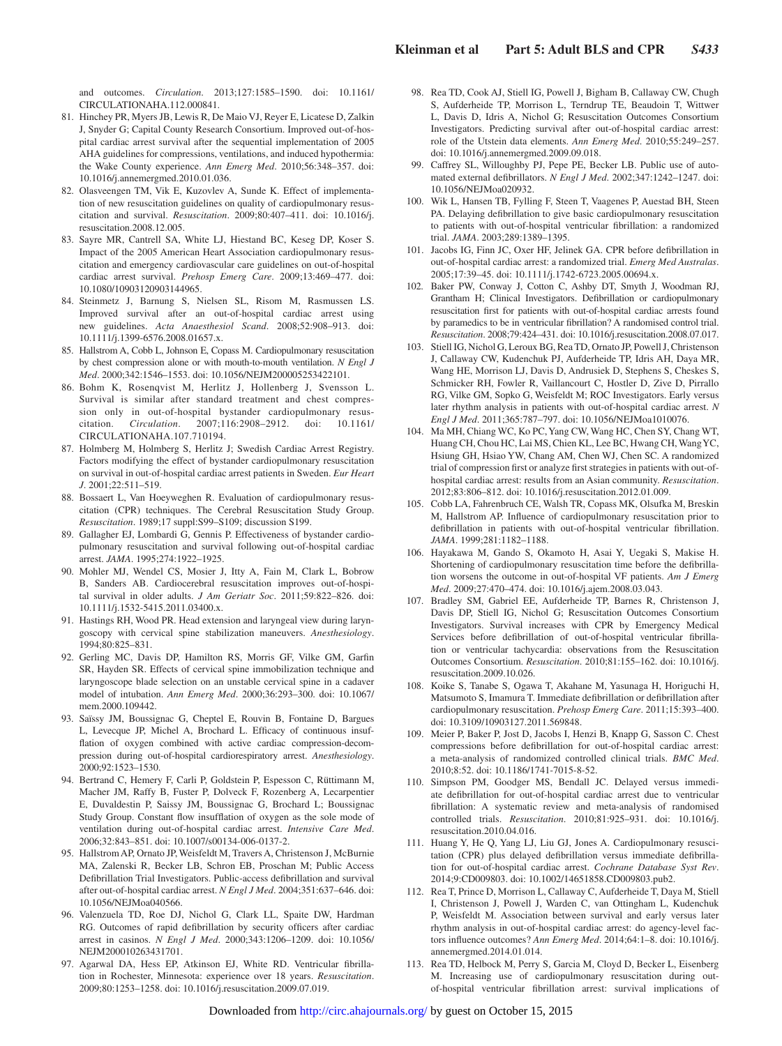and outcomes. *Circulation*. 2013;127:1585–1590. doi: 10.1161/CIRCULATIONAHA.112.000841.

81. Hinchey PR, Myers JB, Lewis R, De Maio VJ, Reyer E, Licatese D, Zalkin J, Snyder G; Capital County Research Consortium. Improved out-of-hospital cardiac arrest survival after the sequential implementation of 2005 AHA guidelines for compressions, ventilations, and induced hypothermia: the Wake County experience. *Ann Emerg Med*. 2010;56:348–357. doi: 10.1016/j.annemergmed.2010.01.036.
82. Olasveengen TM, Vik E, Kuzovlev A, Sunde K. Effect of implementation of new resuscitation guidelines on quality of cardiopulmonary resuscitation and survival. *Resuscitation*. 2009;80:407–411. doi: 10.1016/j.resuscitation.2008.12.005.
83. Sayre MR, Cantrell SA, White LJ, Hiestand BC, Keseg DP, Koser S. Impact of the 2005 American Heart Association cardiopulmonary resuscitation and emergency cardiovascular care guidelines on out-of-hospital cardiac arrest survival. *Prehosp Emerg Care*. 2009;13:469–477. doi: 10.1080/10903120903144965.
84. Steinmetz J, Barnung S, Nielsen SL, Risom M, Rasmussen LS. Improved survival after an out-of-hospital cardiac arrest using new guidelines. *Acta Anaesthesiol Scand*. 2008;52:908–913. doi: 10.1111/j.1399-6576.2008.01657.x.
85. Hallstrom A, Cobb L, Johnson E, Copass M. Cardiopulmonary resuscitation by chest compression alone or with mouth-to-mouth ventilation. *N Engl J Med*. 2000;342:1546–1553. doi: 10.1056/NEJM200005253422101.
86. Bohm K, Rosenqvist M, Herlitz J, Hollenberg J, Svensson L. Survival is similar after standard treatment and chest compression only in out-of-hospital bystander cardiopulmonary resuscitation. *Circulation*. 2007;116:2908–2912. doi: 10.1161/CIRCULATIONAHA.107.710194.
87. Holmberg M, Holmberg S, Herlitz J; Swedish Cardiac Arrest Registry. Factors modifying the effect of bystander cardiopulmonary resuscitation on survival in out-of-hospital cardiac arrest patients in Sweden. *Eur Heart J*. 2001;22:511–519.
88. Bossaert L, Van Hoeyweghen R. Evaluation of cardiopulmonary resuscitation (CPR) techniques. The Cerebral Resuscitation Study Group. *Resuscitation*. 1989;17 suppl:S99–S109; discussion S199.
89. Gallagher EJ, Lombardi G, Gennis P. Effectiveness of bystander cardiopulmonary resuscitation and survival following out-of-hospital cardiac arrest. *JAMA*. 1995;274:1922–1925.
90. Mohler MJ, Wendel CS, Mosier J, Itty A, Fain M, Clark L, Bobrow B, Sanders AB. Cardiocerebral resuscitation improves out-of-hospital survival in older adults. *J Am Geriatr Soc*. 2011;59:822–826. doi: 10.1111/j.1532-5415.2011.03400.x.
91. Hastings RH, Wood PR. Head extension and laryngeal view during laryngoscopy with cervical spine stabilization maneuvers. *Anesthesiology*. 1994;80:825–831.
92. Gerling MC, Davis DP, Hamilton RS, Morris GF, Vilke GM, Garfin SR, Hayden SR. Effects of cervical spine immobilization technique and laryngoscope blade selection on an unstable cervical spine in a cadaver model of intubation. *Ann Emerg Med*. 2000;36:293–300. doi: 10.1067/mem.2000.109442.
93. Saïssy JM, Boussignac G, Cheptel E, Rouvin B, Fontaine D, Bargues L, Levecque JP, Michel A, Brochard L. Efficacy of continuous insufflation of oxygen combined with active cardiac compression-decompression during out-of-hospital cardiorespiratory arrest. *Anesthesiology*. 2000;92:1523–1530.
94. Bertrand C, Hemery F, Carli P, Goldstein P, Espesson C, Rüttimann M, Macher JM, Raffy B, Fuster P, Dolveck F, Rozenberg A, Lecarpentier E, Duvaldestin P, Saissy JM, Boussignac G, Brochard L; Boussignac Study Group. Constant flow insufflation of oxygen as the sole mode of ventilation during out-of-hospital cardiac arrest. *Intensive Care Med*. 2006;32:843–851. doi: 10.1007/s00134-006-0137-2.
95. Hallstrom AP, Ornato JP, Weisfeldt M, Travers A, Christenson J, McBurnie MA, Zalenski R, Becker LB, Schron EB, Proschan M; Public Access Defibrillation Trial Investigators. Public-access defibrillation and survival after out-of-hospital cardiac arrest. *N Engl J Med*. 2004;351:637–646. doi: 10.1056/NEJMoa040566.
96. Valenzuela TD, Roe DJ, Nichol G, Clark LL, Spaite DW, Hardman RG. Outcomes of rapid defibrillation by security officers after cardiac arrest in casinos. *N Engl J Med*. 2000;343:1206–1209. doi: 10.1056/NEJM200010263431701.
97. Agarwal DA, Hess EP, Atkinson EJ, White RD. Ventricular fibrillation in Rochester, Minnesota: experience over 18 years. *Resuscitation*. 2009;80:1253–1258. doi: 10.1016/j.resuscitation.2009.07.019.
98. Rea TD, Cook AJ, Stiell IG, Powell J, Bigham B, Callaway CW, Chugh S, Aufderheide TP, Morrison L, Terndrup TE, Beaudoin T, Wittwer L, Davis D, Idris A, Nichol G; Resuscitation Outcomes Consortium Investigators. Predicting survival after out-of-hospital cardiac arrest: role of the Utstein data elements. *Ann Emerg Med*. 2010;55:249–257. doi: 10.1016/j.annemergmed.2009.09.018.
99. Caffrey SL, Willoughby PJ, Pepe PE, Becker LB. Public use of automated external defibrillators. *N Engl J Med*. 2002;347:1242–1247. doi: 10.1056/NEJMoa020932.
100. Wik L, Hansen TB, Fylling F, Steen T, Vaagenes P, Auestad BH, Steen PA. Delaying defibrillation to give basic cardiopulmonary resuscitation to patients with out-of-hospital ventricular fibrillation: a randomized trial. *JAMA*. 2003;289:1389–1395.
101. Jacobs IG, Finn JC, Oxer HF, Jelinek GA. CPR before defibrillation in out-of-hospital cardiac arrest: a randomized trial. *Emerg Med Australas*. 2005;17:39–45. doi: 10.1111/j.1742-6723.2005.00694.x.
102. Baker PW, Conway J, Cotton C, Ashby DT, Smyth J, Woodman RJ, Grantham H; Clinical Investigators. Defibrillation or cardiopulmonary resuscitation first for patients with out-of-hospital cardiac arrests found by paramedics to be in ventricular fibrillation? A randomised control trial. *Resuscitation*. 2008;79:424–431. doi: 10.1016/j.resuscitation.2008.07.017.
103. Stiell IG, Nichol G, Leroux BG, Rea TD, Ornato JP, Powell J, Christenson J, Callaway CW, Kudenchuk PJ, Aufderheide TP, Idris AH, Daya MR, Wang HE, Morrison LJ, Davis D, Andrusiek D, Stephens S, Cheskes S, Schmicker RH, Fowler R, Vaillancourt C, Hostler D, Zive D, Pirrallo RG, Vilke GM, Sopko G, Weisfeldt M; ROC Investigators. Early versus later rhythm analysis in patients with out-of-hospital cardiac arrest. *N Engl J Med*. 2011;365:787–797. doi: 10.1056/NEJMoa1010076.
104. Ma MH, Chiang WC, Ko PC, Yang CW, Wang HC, Chen SY, Chang WT, Huang CH, Chou HC, Lai MS, Chien KL, Lee BC, Hwang CH, Wang YC, Hsiung GH, Hsiao YW, Chang AM, Chen WJ, Chen SC. A randomized trial of compression first or analyze first strategies in patients with out-of-hospital cardiac arrest: results from an Asian community. *Resuscitation*. 2012;83:806–812. doi: 10.1016/j.resuscitation.2012.01.009.
105. Cobb LA, Fahrenbruch CE, Walsh TR, Copass MK, Olsufka M, Breskin M, Hallstrom AP. Influence of cardiopulmonary resuscitation prior to defibrillation in patients with out-of-hospital ventricular fibrillation. *JAMA*. 1999;281:1182–1188.
106. Hayakawa M, Gando S, Okamoto H, Asai Y, Uegaki S, Makise H. Shortening of cardiopulmonary resuscitation time before the defibrillation worsens the outcome in out-of-hospital VF patients. *Am J Emerg Med*. 2009;27:470–474. doi: 10.1016/j.ajem.2008.03.043.
107. Bradley SM, Gabriel EE, Aufderheide TP, Barnes R, Christenson J, Davis DP, Stiell IG, Nichol G; Resuscitation Outcomes Consortium Investigators. Survival increases with CPR by Emergency Medical Services before defibrillation of out-of-hospital ventricular fibrillation or ventricular tachycardia: observations from the Resuscitation Outcomes Consortium. *Resuscitation*. 2010;81:155–162. doi: 10.1016/j.resuscitation.2009.10.026.
108. Koike S, Tanabe S, Ogawa T, Akahane M, Yasunaga H, Horiguchi H, Matsumoto S, Imamura T. Immediate defibrillation or defibrillation after cardiopulmonary resuscitation. *Prehosp Emerg Care*. 2011;15:393–400. doi: 10.3109/10903127.2011.569848.
109. Meier P, Baker P, Jost D, Jacobs I, Henzi B, Knapp G, Sasson C. Chest compressions before defibrillation for out-of-hospital cardiac arrest: a meta-analysis of randomized controlled clinical trials. *BMC Med*. 2010;8:52. doi: 10.1186/1741-7015-8-52.
110. Simpson PM, Goodger MS, Bendall JC. Delayed versus immediate defibrillation for out-of-hospital cardiac arrest due to ventricular fibrillation: A systematic review and meta-analysis of randomised controlled trials. *Resuscitation*. 2010;81:925–931. doi: 10.1016/j.resuscitation.2010.04.016.
111. Huang Y, He Q, Yang LJ, Liu GJ, Jones A. Cardiopulmonary resuscitation (CPR) plus delayed defibrillation versus immediate defibrillation for out-of-hospital cardiac arrest. *Cochrane Database Syst Rev*. 2014;9:CD009803. doi: 10.1002/14651858.CD009803.pub2.
112. Rea T, Prince D, Morrison L, Callaway C, Aufderheide T, Daya M, Stiell I, Christenson J, Powell J, Warden C, van Ottingham L, Kudenchuk P, Weisfeldt M. Association between survival and early versus later rhythm analysis in out-of-hospital cardiac arrest: do agency-level factors influence outcomes? *Ann Emerg Med*. 2014;64:1–8. doi: 10.1016/j.annemergmed.2014.01.014.
113. Rea TD, Helbock M, Perry S, Garcia M, Cloyd D, Becker L, Eisenberg M. Increasing use of cardiopulmonary resuscitation during out-of-hospital ventricular fibrillation arrest: survival implications of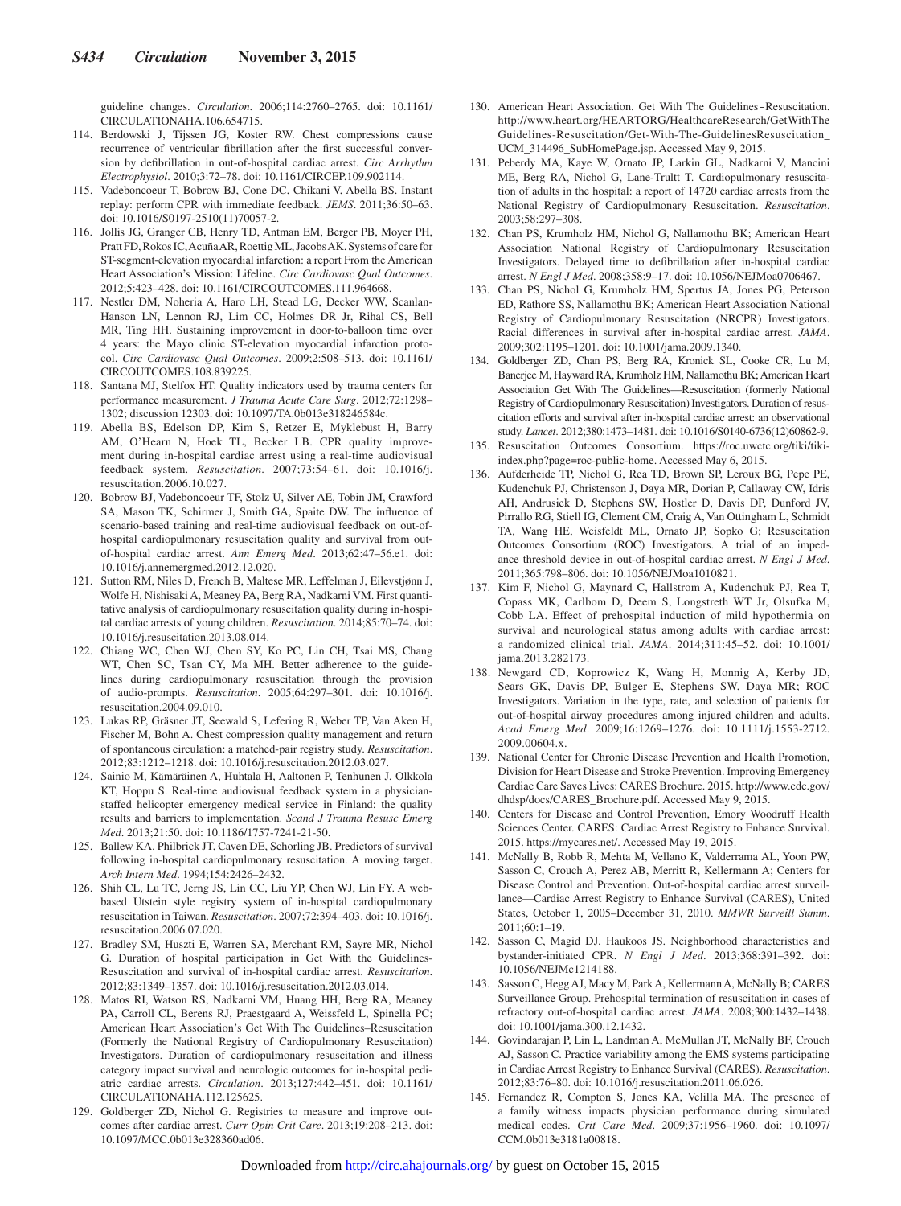guideline changes. *Circulation*. 2006;114:2760–2765. doi: 10.1161/CIRCULATIONAHA.106.654715.

114. Berdowski J, Tijssen JG, Koster RW. Chest compressions cause recurrence of ventricular fibrillation after the first successful conversion by defibrillation in out-of-hospital cardiac arrest. *Circ Arrhythm Electrophysiol*. 2010;3:72–78. doi: 10.1161/CIRCEP.109.902114.
115. Vadeboncoeur T, Bobrow BJ, Cone DC, Chikani V, Abella BS. Instant replay: perform CPR with immediate feedback. *JEMS*. 2011;36:50–63. doi: 10.1016/S0197-2510(11)70057-2.
116. Jollis JG, Granger CB, Henry TD, Antman EM, Berger PB, Moyer PH, Pratt FD, Rokos IC, Acuña AR, Roettig ML, Jacobs AK. Systems of care for ST-segment-elevation myocardial infarction: a report From the American Heart Association's Mission: Lifeline. *Circ Cardiovasc Qual Outcomes*. 2012;5:423–428. doi: 10.1161/CIRCOUTCOMES.111.964668.
117. Nestler DM, Noheria A, Haro LH, Stead LG, Decker WW, Scanlan-Hanson LN, Lennon RJ, Lim CC, Holmes DR Jr, Rihal CS, Bell MR, Ting HH. Sustaining improvement in door-to-balloon time over 4 years: the Mayo clinic ST-elevation myocardial infarction protocol. *Circ Cardiovasc Qual Outcomes*. 2009;2:508–513. doi: 10.1161/CIRCOUTCOMES.108.839225.
118. Santana MJ, Stelfox HT. Quality indicators used by trauma centers for performance measurement. *J Trauma Acute Care Surg*. 2012;72:1298–1302; discussion 12303. doi: 10.1097/TA.0b013e318246584c.
119. Abella BS, Edelson DP, Kim S, Retzer E, Myklebust H, Barry AM, O'Hearn N, Hoek TL, Becker LB. CPR quality improvement during in-hospital cardiac arrest using a real-time audiovisual feedback system. *Resuscitation*. 2007;73:54–61. doi: 10.1016/j.resuscitation.2006.10.027.
120. Bobrow BJ, Vadeboncoeur TF, Stolz U, Silver AE, Tobin JM, Crawford SA, Mason TK, Schirmer J, Smith GA, Spaite DW. The influence of scenario-based training and real-time audiovisual feedback on out-of-hospital cardiopulmonary resuscitation quality and survival from out-of-hospital cardiac arrest. *Ann Emerg Med*. 2013;62:47–56.e1. doi: 10.1016/j.annemergmed.2012.12.020.
121. Sutton RM, Niles D, French B, Maltese MR, Leffelman J, Eilevstjønn J, Wolfe H, Nishisaki A, Meaney PA, Berg RA, Nadkarni VM. First quantitative analysis of cardiopulmonary resuscitation quality during in-hospital cardiac arrests of young children. *Resuscitation*. 2014;85:70–74. doi: 10.1016/j.resuscitation.2013.08.014.
122. Chiang WC, Chen WJ, Chen SY, Ko PC, Lin CH, Tsai MS, Chang WT, Chen SC, Tsan CY, Ma MH. Better adherence to the guidelines during cardiopulmonary resuscitation through the provision of audio-prompts. *Resuscitation*. 2005;64:297–301. doi: 10.1016/j.resuscitation.2004.09.010.
123. Lukas RP, Gräsner JT, Seewald S, Lefering R, Weber TP, Van Aken H, Fischer M, Bohn A. Chest compression quality management and return of spontaneous circulation: a matched-pair registry study. *Resuscitation*. 2012;83:1212–1218. doi: 10.1016/j.resuscitation.2012.03.027.
124. Sainio M, Kämäräinen A, Huhtala H, Aaltonen P, Tenhunen J, Olkkola KT, Hoppu S. Real-time audiovisual feedback system in a physician-staffed helicopter emergency medical service in Finland: the quality results and barriers to implementation. *Scand J Trauma Resusc Emerg Med*. 2013;21:50. doi: 10.1186/1757-7241-21-50.
125. Ballew KA, Philbrick JT, Caven DE, Schorling JB. Predictors of survival following in-hospital cardiopulmonary resuscitation. A moving target. *Arch Intern Med*. 1994;154:2426–2432.
126. Shih CL, Lu TC, Jerng JS, Lin CC, Liu YP, Chen WJ, Lin FY. A web-based Utstein style registry system of in-hospital cardiopulmonary resuscitation in Taiwan. *Resuscitation*. 2007;72:394–403. doi: 10.1016/j.resuscitation.2006.07.020.
127. Bradley SM, Huszti E, Warren SA, Merchant RM, Sayre MR, Nichol G. Duration of hospital participation in Get With the Guidelines-Resuscitation and survival of in-hospital cardiac arrest. *Resuscitation*. 2012;83:1349–1357. doi: 10.1016/j.resuscitation.2012.03.014.
128. Matos RI, Watson RS, Nadkarni VM, Huang HH, Berg RA, Meaney PA, Carroll CL, Berens RJ, Praestgaard A, Weissfeld L, Spinella PC; American Heart Association's Get With The Guidelines–Resuscitation (Formerly the National Registry of Cardiopulmonary Resuscitation) Investigators. Duration of cardiopulmonary resuscitation and illness category impact survival and neurologic outcomes for in-hospital pediatric cardiac arrests. *Circulation*. 2013;127:442–451. doi: 10.1161/CIRCULATIONAHA.112.125625.
129. Goldberger ZD, Nichol G. Registries to measure and improve outcomes after cardiac arrest. *Curr Opin Crit Care*. 2013;19:208–213. doi: 10.1097/MCC.0b013e328360ad06.
130. American Heart Association. Get With The Guidelines–Resuscitation. http://www.heart.org/HEARTORG/HealthcareResearch/GetWithTheGuidelines-Resuscitation/Get-With-The-GuidelinesResuscitation_UCM_314496_SubHomePage.jsp. Accessed May 9, 2015.
131. Peberdy MA, Kaye W, Ornato JP, Larkin GL, Nadkarni V, Mancini ME, Berg RA, Nichol G, Lane-Trultt T. Cardiopulmonary resuscitation of adults in the hospital: a report of 14720 cardiac arrests from the National Registry of Cardiopulmonary Resuscitation. *Resuscitation*. 2003;58:297–308.
132. Chan PS, Krumholz HM, Nichol G, Nallamothu BK; American Heart Association National Registry of Cardiopulmonary Resuscitation Investigators. Delayed time to defibrillation after in-hospital cardiac arrest. *N Engl J Med*. 2008;358:9–17. doi: 10.1056/NEJMoa0706467.
133. Chan PS, Nichol G, Krumholz HM, Spertus JA, Jones PG, Peterson ED, Rathore SS, Nallamothu BK; American Heart Association National Registry of Cardiopulmonary Resuscitation (NRCPR) Investigators. Racial differences in survival after in-hospital cardiac arrest. *JAMA*. 2009;302:1195–1201. doi: 10.1001/jama.2009.1340.
134. Goldberger ZD, Chan PS, Berg RA, Kronick SL, Cooke CR, Lu M, Banerjee M, Hayward RA, Krumholz HM, Nallamothu BK; American Heart Association Get With The Guidelines—Resuscitation (formerly National Registry of Cardiopulmonary Resuscitation) Investigators. Duration of resuscitation efforts and survival after in-hospital cardiac arrest: an observational study. *Lancet*. 2012;380:1473–1481. doi: 10.1016/S0140-6736(12)60862-9.
135. Resuscitation Outcomes Consortium. https://roc.uwctc.org/tiki/tiki-index.php?page=roc-public-home. Accessed May 6, 2015.
136. Aufderheide TP, Nichol G, Rea TD, Brown SP, Leroux BG, Pepe PE, Kudenchuk PJ, Christenson J, Daya MR, Dorian P, Callaway CW, Idris AH, Andrusiek D, Stephens SW, Hostler D, Davis DP, Dunford JV, Pirrallo RG, Stiell IG, Clement CM, Craig A, Van Ottingham L, Schmidt TA, Wang HE, Weisfeldt ML, Ornato JP, Sopko G; Resuscitation Outcomes Consortium (ROC) Investigators. A trial of an impedance threshold device in out-of-hospital cardiac arrest. *N Engl J Med*. 2011;365:798–806. doi: 10.1056/NEJMoa1010821.
137. Kim F, Nichol G, Maynard C, Hallstrom A, Kudenchuk PJ, Rea T, Copass MK, Carlbom D, Deem S, Longstreth WT Jr, Olsufka M, Cobb LA. Effect of prehospital induction of mild hypothermia on survival and neurological status among adults with cardiac arrest: a randomized clinical trial. *JAMA*. 2014;311:45–52. doi: 10.1001/jama.2013.282173.
138. Newgard CD, Koprowicz K, Wang H, Monnig A, Kerby JD, Sears GK, Davis DP, Bulger E, Stephens SW, Daya MR; ROC Investigators. Variation in the type, rate, and selection of patients for out-of-hospital airway procedures among injured children and adults. *Acad Emerg Med*. 2009;16:1269–1276. doi: 10.1111/j.1553-2712.2009.00604.x.
139. National Center for Chronic Disease Prevention and Health Promotion, Division for Heart Disease and Stroke Prevention. Improving Emergency Cardiac Care Saves Lives: CARES Brochure. 2015. http://www.cdc.gov/dhdsp/docs/CARES_Brochure.pdf. Accessed May 9, 2015.
140. Centers for Disease and Control Prevention, Emory Woodruff Health Sciences Center. CARES: Cardiac Arrest Registry to Enhance Survival. 2015. https://mycares.net/. Accessed May 19, 2015.
141. McNally B, Robb R, Mehta M, Vellano K, Valderrama AL, Yoon PW, Sasson C, Crouch A, Perez AB, Merritt R, Kellermann A; Centers for Disease Control and Prevention. Out-of-hospital cardiac arrest surveillance—Cardiac Arrest Registry to Enhance Survival (CARES), United States, October 1, 2005–December 31, 2010. *MMWR Surveill Summ*. 2011;60:1–19.
142. Sasson C, Magid DJ, Haukoos JS. Neighborhood characteristics and bystander-initiated CPR. *N Engl J Med*. 2013;368:391–392. doi: 10.1056/NEJMc1214188.
143. Sasson C, Hegg AJ, Macy M, Park A, Kellermann A, McNally B; CARES Surveillance Group. Prehospital termination of resuscitation in cases of refractory out-of-hospital cardiac arrest. *JAMA*. 2008;300:1432–1438. doi: 10.1001/jama.300.12.1432.
144. Govindarajan P, Lin L, Landman A, McMullan JT, McNally BF, Crouch AJ, Sasson C. Practice variability among the EMS systems participating in Cardiac Arrest Registry to Enhance Survival (CARES). *Resuscitation*. 2012;83:76–80. doi: 10.1016/j.resuscitation.2011.06.026.
145. Fernandez R, Compton S, Jones KA, Velilla MA. The presence of a family witness impacts physician performance during simulated medical codes. *Crit Care Med*. 2009;37:1956–1960. doi: 10.1097/CCM.0b013e3181a00818.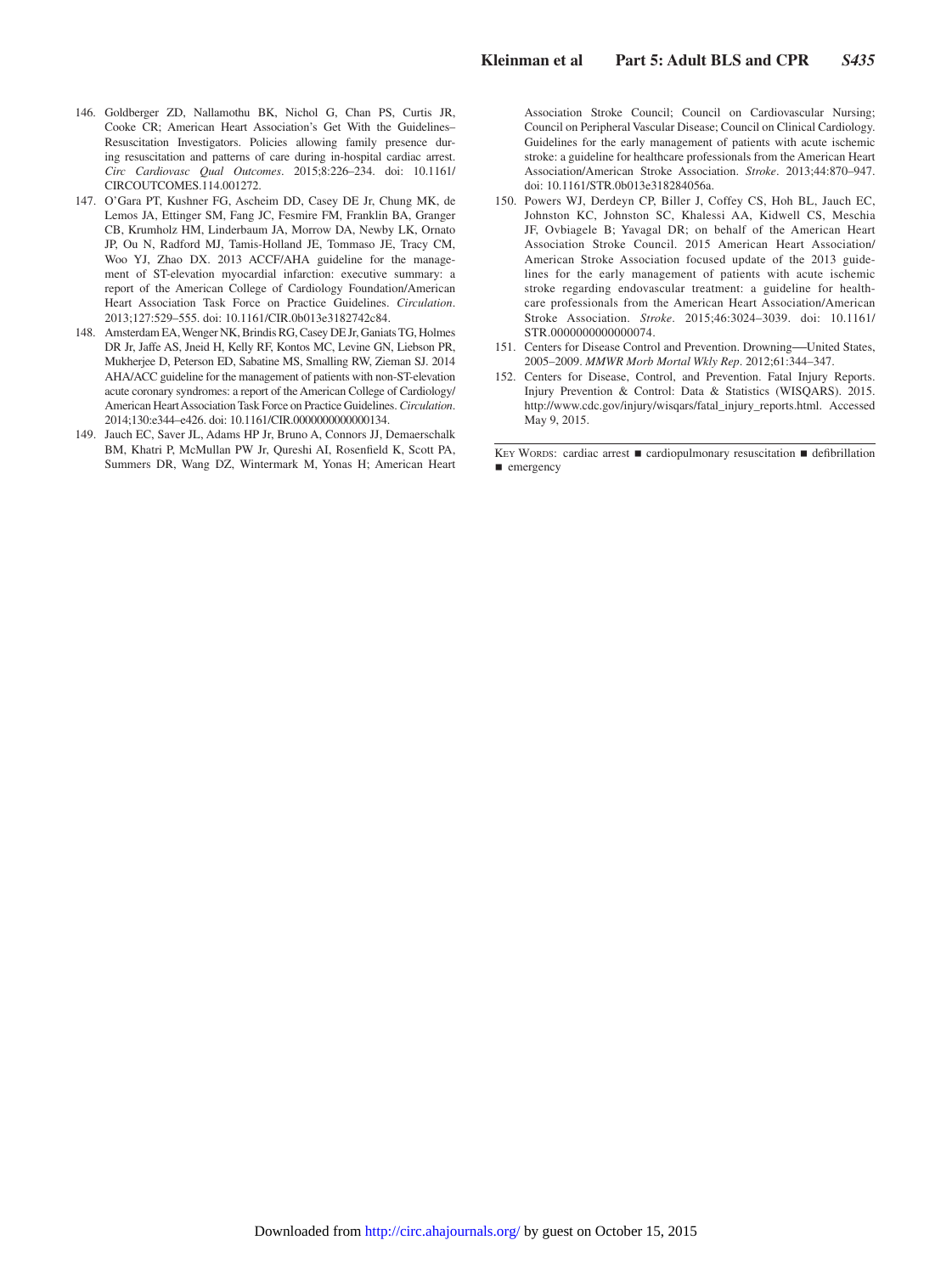146. Goldberger ZD, Nallamothu BK, Nichol G, Chan PS, Curtis JR, Cooke CR; American Heart Association's Get With the Guidelines–Resuscitation Investigators. Policies allowing family presence during resuscitation and patterns of care during in-hospital cardiac arrest. *Circ Cardiovasc Qual Outcomes*. 2015;8:226–234. doi: 10.1161/CIRCOUTCOMES.114.001272.
147. O'Gara PT, Kushner FG, Ascheim DD, Casey DE Jr, Chung MK, de Lemos JA, Ettinger SM, Fang JC, Fesmire FM, Franklin BA, Granger CB, Krumholz HM, Linderbaum JA, Morrow DA, Newby LK, Ornato JP, Ou N, Radford MJ, Tamis-Holland JE, Tommaso JE, Tracy CM, Woo YJ, Zhao DX. 2013 ACCF/AHA guideline for the management of ST-elevation myocardial infarction: executive summary: a report of the American College of Cardiology Foundation/American Heart Association Task Force on Practice Guidelines. *Circulation*. 2013;127:529–555. doi: 10.1161/CIR.0b013e3182742c84.
148. Amsterdam EA, Wenger NK, Brindis RG, Casey DE Jr, Ganiats TG, Holmes DR Jr, Jaffe AS, Jneid H, Kelly RF, Kontos MC, Levine GN, Liebson PR, Mukherjee D, Peterson ED, Sabatine MS, Smalling RW, Zieman SJ. 2014 AHA/ACC guideline for the management of patients with non-ST-elevation acute coronary syndromes: a report of the American College of Cardiology/American Heart Association Task Force on Practice Guidelines. *Circulation*. 2014;130:e344–e426. doi: 10.1161/CIR.0000000000000134.
149. Jauch EC, Saver JL, Adams HP Jr, Bruno A, Connors JJ, Demaerschalk BM, Khatri P, McMullan PW Jr, Qureshi AI, Rosenfield K, Scott PA, Summers DR, Wang DZ, Wintermark M, Yonas H; American Heart Association Stroke Council; Council on Cardiovascular Nursing; Council on Peripheral Vascular Disease; Council on Clinical Cardiology. Guidelines for the early management of patients with acute ischemic stroke: a guideline for healthcare professionals from the American Heart Association/American Stroke Association. *Stroke*. 2013;44:870–947. doi: 10.1161/STR.0b013e318284056a.
150. Powers WJ, Derdeyn CP, Biller J, Coffey CS, Hoh BL, Jauch EC, Johnston KC, Johnston SC, Khalessi AA, Kidwell CS, Meschia JF, Ovbiagele B; Yavagal DR; on behalf of the American Heart Association Stroke Council. 2015 American Heart Association/American Stroke Association focused update of the 2013 guidelines for the early management of patients with acute ischemic stroke regarding endovascular treatment: a guideline for healthcare professionals from the American Heart Association/American Stroke Association. *Stroke*. 2015;46:3024–3039. doi: 10.1161/STR.0000000000000074.
151. Centers for Disease Control and Prevention. Drowning—United States, 2005–2009. *MMWR Morb Mortal Wkly Rep*. 2012;61:344–347.
152. Centers for Disease, Control, and Prevention. Fatal Injury Reports. Injury Prevention & Control: Data & Statistics (WISQARS). 2015. http://www.cdc.gov/injury/wisqars/fatal_injury_reports.html. Accessed May 9, 2015.

KEY WORDS: cardiac arrest ■ cardiopulmonary resuscitation ■ defibrillation ■ emergency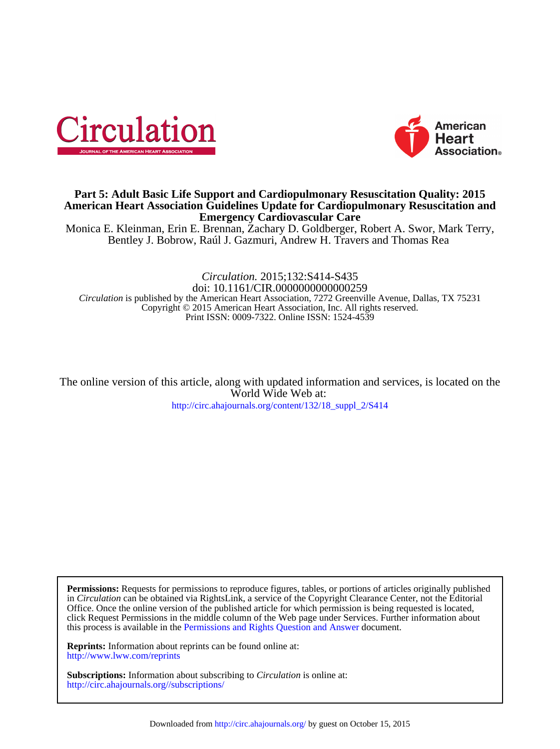Circulation

JOURNAL OF THE AMERICAN HEART ASSOCIATION

American Heart Association®

**Part 5: Adult Basic Life Support and Cardiopulmonary Resuscitation Quality: 2015 American Heart Association Guidelines Update for Cardiopulmonary Resuscitation and Emergency Cardiovascular Care**

Monica E. Kleinman, Erin E. Brennan, Zachary D. Goldberger, Robert A. Swor, Mark Terry, Bentley J. Bobrow, Raúl J. Gazmuri, Andrew H. Travers and Thomas Rea

*Circulation.* 2015;132:S414-S435

doi: 10.1161/CIR.0000000000000259

*Circulation* is published by the American Heart Association, 7272 Greenville Avenue, Dallas, TX 75231

Copyright © 2015 American Heart Association, Inc. All rights reserved.

Print ISSN: 0009-7322. Online ISSN: 1524-4539

The online version of this article, along with updated information and services, is located on the World Wide Web at:

http://circ.ahajournals.org/content/132/18_suppl_2/S414

**Permissions:** Requests for permissions to reproduce figures, tables, or portions of articles originally published in *Circulation* can be obtained via RightsLink, a service of the Copyright Clearance Center, not the Editorial Office. Once the online version of the published article for which permission is being requested is located, click Request Permissions in the middle column of the Web page under Services. Further information about this process is available in the Permissions and Rights Question and Answer document.

**Reprints:** Information about reprints can be found online at:
http://www.lww.com/reprints

**Subscriptions:** Information about subscribing to *Circulation* is online at:
http://circ.ahajournals.org//subscriptions/

Downloaded from http://circ.ahajournals.org/ by guest on October 15, 2015